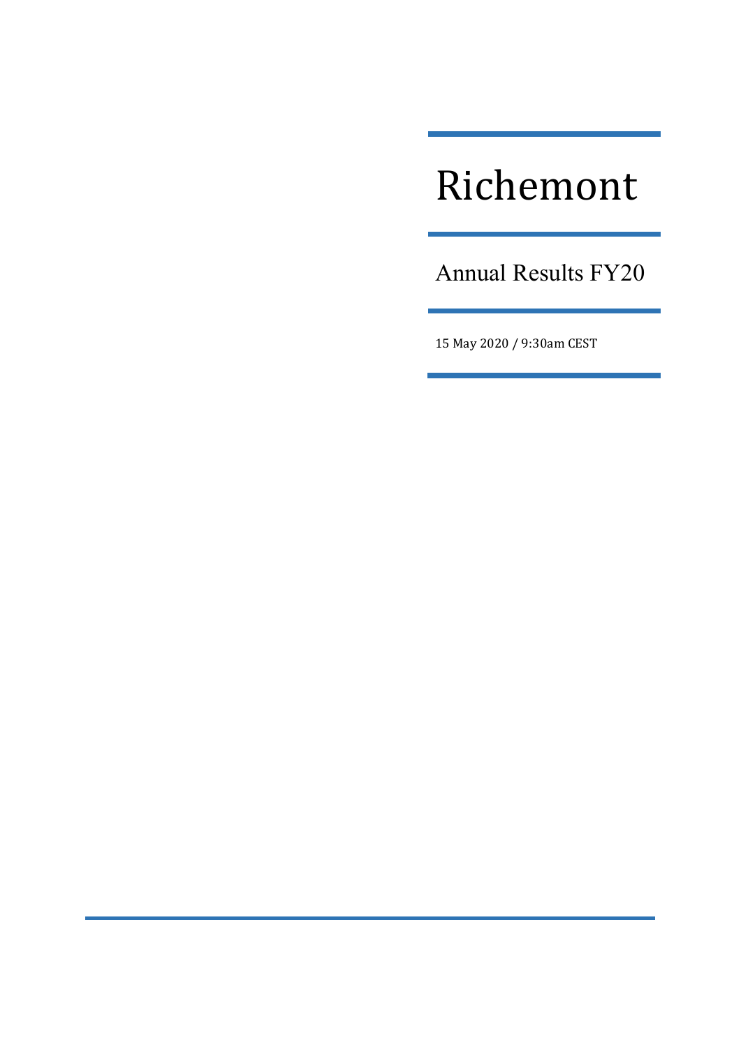# Richemont

## Annual Results FY20

15 May 2020 / 9:30am CEST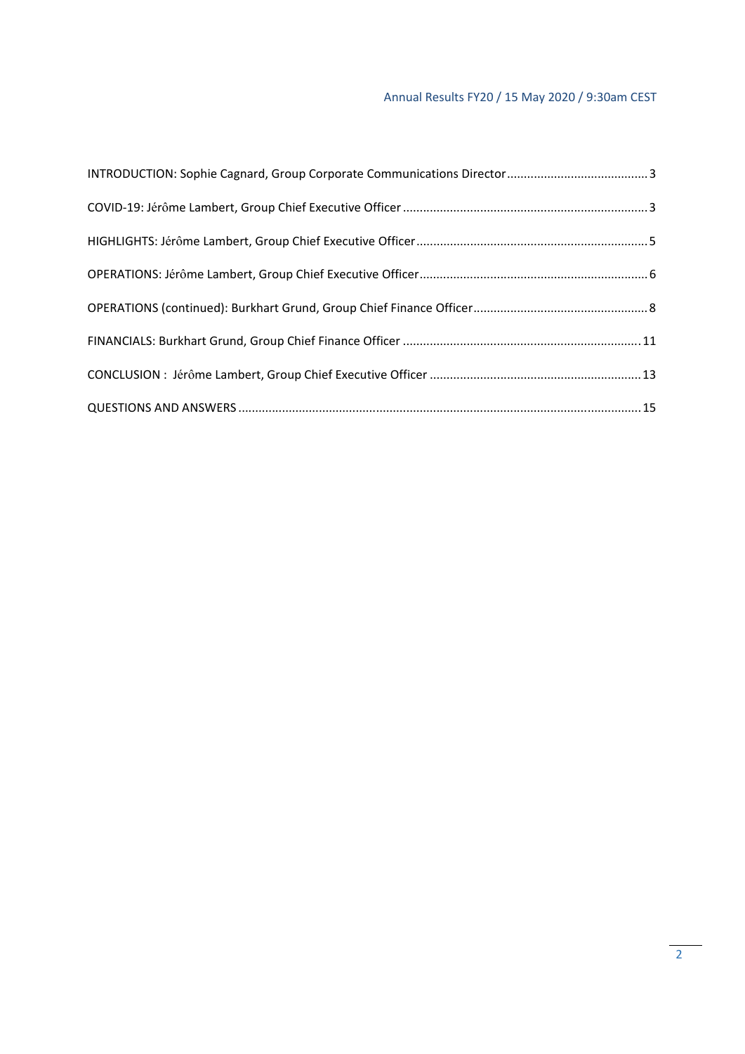INTRODUCTION: Sophie Cagnard, Group Corporate Communications Director .......................................... 3

COVID-19: Jérôme Lambert, Group Chief Executive Officer ........................................................................ 3

HIGHLIGHTS: Jérôme Lambert, Group Chief Executive Officer .................................................................... 5

OPERATIONS: Jérôme Lambert, Group Chief Executive Officer ................................................................... 6

OPERATIONS (continued): Burkhart Grund, Group Chief Finance Officer .................................................... 8

FINANCIALS: Burkhart Grund, Group Chief Finance Officer ...................................................................... 11

CONCLUSION : Jérôme Lambert, Group Chief Executive Officer .............................................................. 13

QUESTIONS AND ANSWERS ....................................................................................................................... 15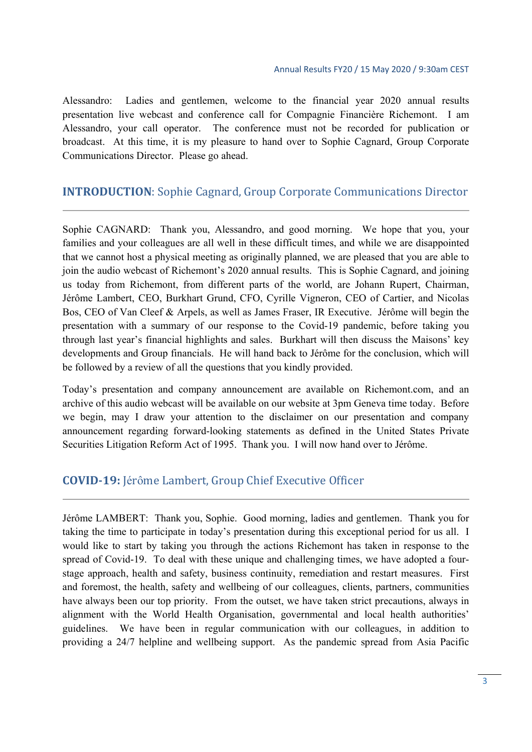Alessandro: Ladies and gentlemen, welcome to the financial year 2020 annual results presentation live webcast and conference call for Compagnie Financière Richemont. I am Alessandro, your call operator. The conference must not be recorded for publication or broadcast. At this time, it is my pleasure to hand over to Sophie Cagnard, Group Corporate Communications Director. Please go ahead.

## **INTRODUCTION**: Sophie Cagnard, Group Corporate Communications Director

Sophie CAGNARD: Thank you, Alessandro, and good morning. We hope that you, your families and your colleagues are all well in these difficult times, and while we are disappointed that we cannot host a physical meeting as originally planned, we are pleased that you are able to join the audio webcast of Richemont's 2020 annual results. This is Sophie Cagnard, and joining us today from Richemont, from different parts of the world, are Johann Rupert, Chairman, Jérôme Lambert, CEO, Burkhart Grund, CFO, Cyrille Vigneron, CEO of Cartier, and Nicolas Bos, CEO of Van Cleef & Arpels, as well as James Fraser, IR Executive. Jérôme will begin the presentation with a summary of our response to the Covid-19 pandemic, before taking you through last year's financial highlights and sales. Burkhart will then discuss the Maisons' key developments and Group financials. He will hand back to Jérôme for the conclusion, which will be followed by a review of all the questions that you kindly provided.

Today's presentation and company announcement are available on Richemont.com, and an archive of this audio webcast will be available on our website at 3pm Geneva time today. Before we begin, may I draw your attention to the disclaimer on our presentation and company announcement regarding forward-looking statements as defined in the United States Private Securities Litigation Reform Act of 1995. Thank you. I will now hand over to Jérôme.

## **COVID-19:** Jérôme Lambert, Group Chief Executive Officer

Jérôme LAMBERT: Thank you, Sophie. Good morning, ladies and gentlemen. Thank you for taking the time to participate in today's presentation during this exceptional period for us all. I would like to start by taking you through the actions Richemont has taken in response to the spread of Covid-19. To deal with these unique and challenging times, we have adopted a four-stage approach, health and safety, business continuity, remediation and restart measures. First and foremost, the health, safety and wellbeing of our colleagues, clients, partners, communities have always been our top priority. From the outset, we have taken strict precautions, always in alignment with the World Health Organisation, governmental and local health authorities' guidelines. We have been in regular communication with our colleagues, in addition to providing a 24/7 helpline and wellbeing support. As the pandemic spread from Asia Pacific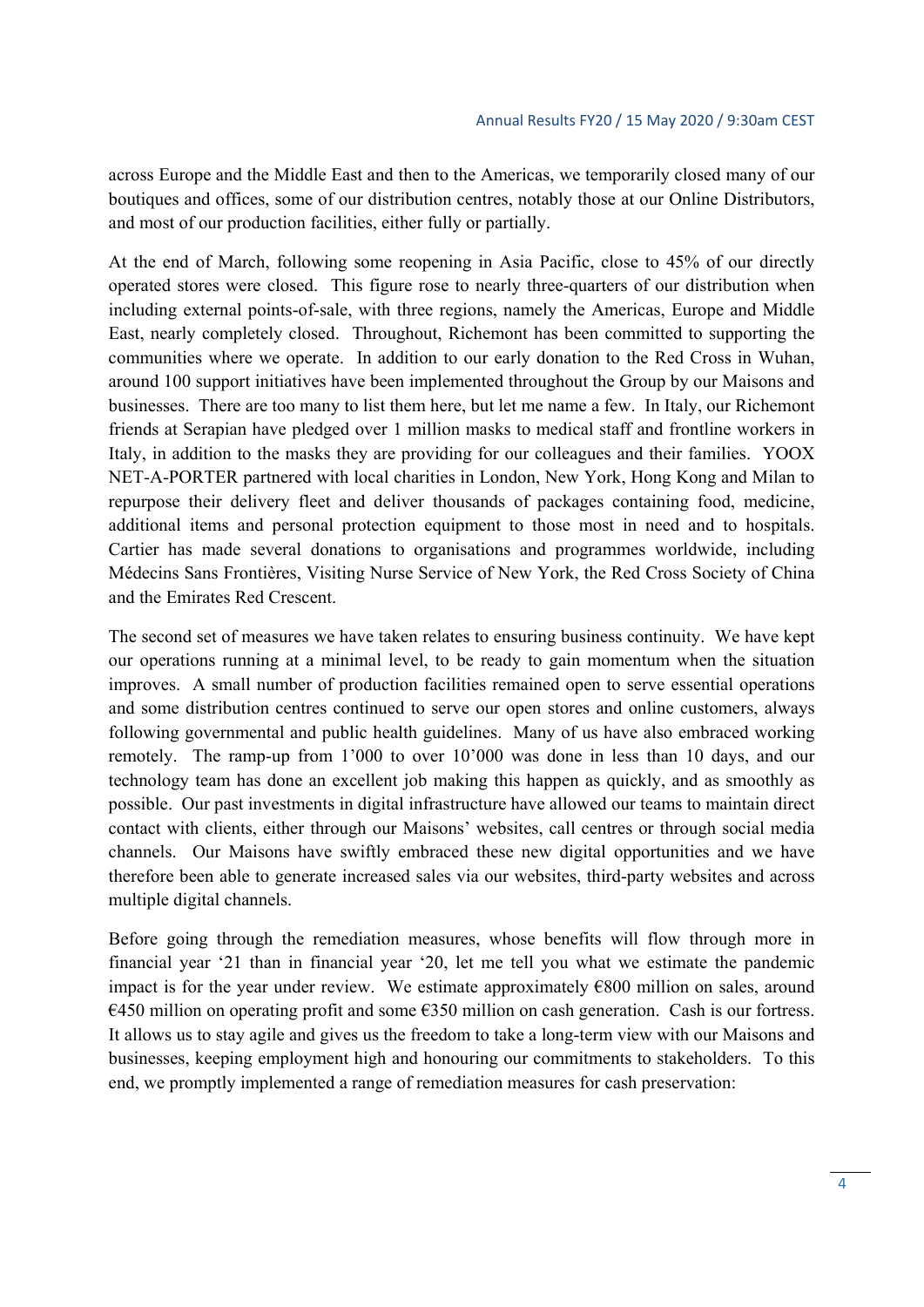across Europe and the Middle East and then to the Americas, we temporarily closed many of our boutiques and offices, some of our distribution centres, notably those at our Online Distributors, and most of our production facilities, either fully or partially.

At the end of March, following some reopening in Asia Pacific, close to 45% of our directly operated stores were closed. This figure rose to nearly three-quarters of our distribution when including external points-of-sale, with three regions, namely the Americas, Europe and Middle East, nearly completely closed. Throughout, Richemont has been committed to supporting the communities where we operate. In addition to our early donation to the Red Cross in Wuhan, around 100 support initiatives have been implemented throughout the Group by our Maisons and businesses. There are too many to list them here, but let me name a few. In Italy, our Richemont friends at Serapian have pledged over 1 million masks to medical staff and frontline workers in Italy, in addition to the masks they are providing for our colleagues and their families. YOOX NET-A-PORTER partnered with local charities in London, New York, Hong Kong and Milan to repurpose their delivery fleet and deliver thousands of packages containing food, medicine, additional items and personal protection equipment to those most in need and to hospitals. Cartier has made several donations to organisations and programmes worldwide, including Médecins Sans Frontières, Visiting Nurse Service of New York, the Red Cross Society of China and the Emirates Red Crescent.

The second set of measures we have taken relates to ensuring business continuity. We have kept our operations running at a minimal level, to be ready to gain momentum when the situation improves. A small number of production facilities remained open to serve essential operations and some distribution centres continued to serve our open stores and online customers, always following governmental and public health guidelines. Many of us have also embraced working remotely. The ramp-up from 1'000 to over 10'000 was done in less than 10 days, and our technology team has done an excellent job making this happen as quickly, and as smoothly as possible. Our past investments in digital infrastructure have allowed our teams to maintain direct contact with clients, either through our Maisons' websites, call centres or through social media channels. Our Maisons have swiftly embraced these new digital opportunities and we have therefore been able to generate increased sales via our websites, third-party websites and across multiple digital channels.

Before going through the remediation measures, whose benefits will flow through more in financial year '21 than in financial year '20, let me tell you what we estimate the pandemic impact is for the year under review. We estimate approximately €800 million on sales, around €450 million on operating profit and some €350 million on cash generation. Cash is our fortress. It allows us to stay agile and gives us the freedom to take a long-term view with our Maisons and businesses, keeping employment high and honouring our commitments to stakeholders. To this end, we promptly implemented a range of remediation measures for cash preservation: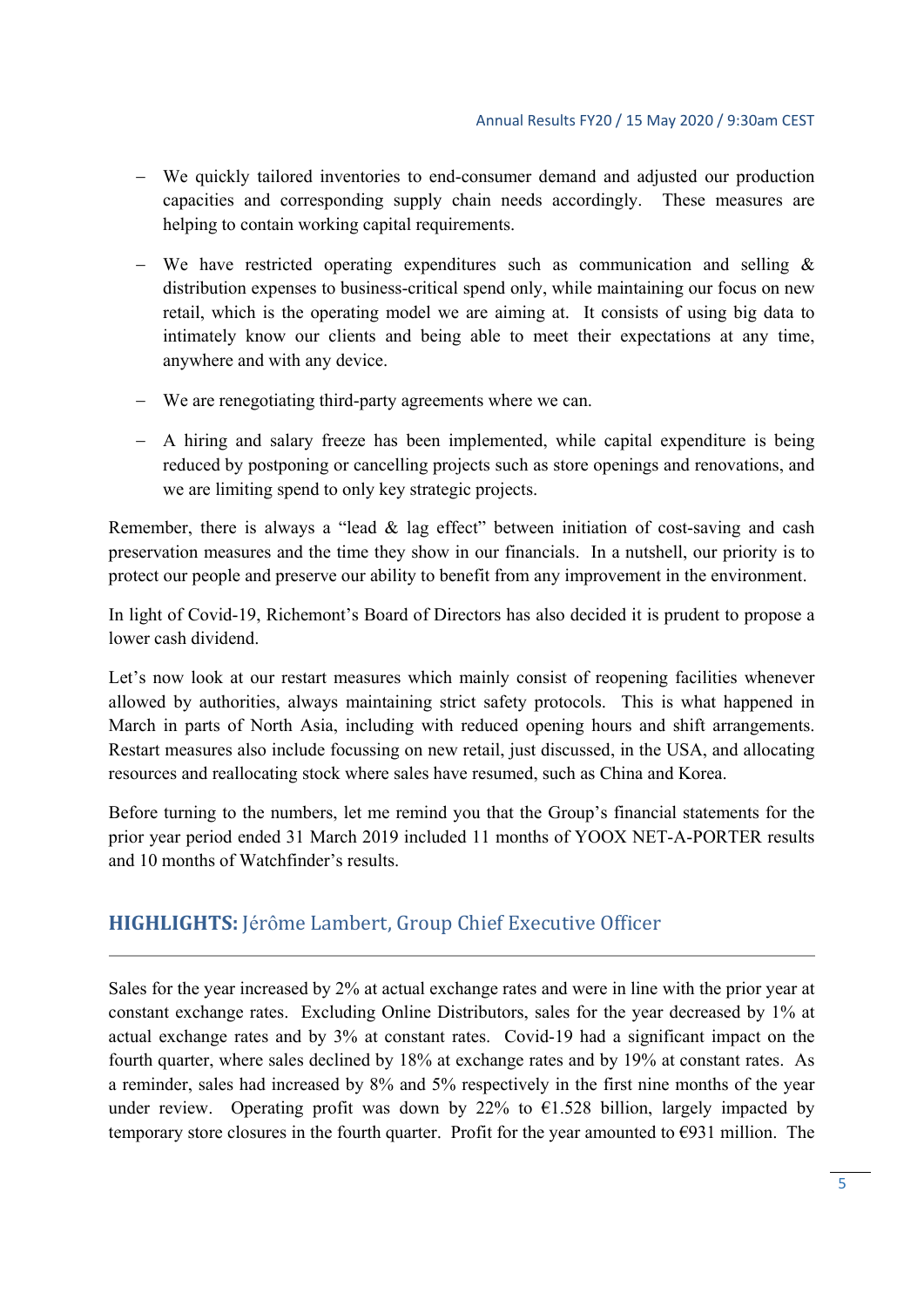- We quickly tailored inventories to end-consumer demand and adjusted our production capacities and corresponding supply chain needs accordingly. These measures are helping to contain working capital requirements.

- We have restricted operating expenditures such as communication and selling & distribution expenses to business-critical spend only, while maintaining our focus on new retail, which is the operating model we are aiming at. It consists of using big data to intimately know our clients and being able to meet their expectations at any time, anywhere and with any device.

- We are renegotiating third-party agreements where we can.

- A hiring and salary freeze has been implemented, while capital expenditure is being reduced by postponing or cancelling projects such as store openings and renovations, and we are limiting spend to only key strategic projects.

Remember, there is always a "lead & lag effect" between initiation of cost-saving and cash preservation measures and the time they show in our financials. In a nutshell, our priority is to protect our people and preserve our ability to benefit from any improvement in the environment.

In light of Covid-19, Richemont's Board of Directors has also decided it is prudent to propose a lower cash dividend.

Let's now look at our restart measures which mainly consist of reopening facilities whenever allowed by authorities, always maintaining strict safety protocols. This is what happened in March in parts of North Asia, including with reduced opening hours and shift arrangements. Restart measures also include focussing on new retail, just discussed, in the USA, and allocating resources and reallocating stock where sales have resumed, such as China and Korea.

Before turning to the numbers, let me remind you that the Group's financial statements for the prior year period ended 31 March 2019 included 11 months of YOOX NET-A-PORTER results and 10 months of Watchfinder's results.

## HIGHLIGHTS: Jérôme Lambert, Group Chief Executive Officer

Sales for the year increased by 2% at actual exchange rates and were in line with the prior year at constant exchange rates. Excluding Online Distributors, sales for the year decreased by 1% at actual exchange rates and by 3% at constant rates. Covid-19 had a significant impact on the fourth quarter, where sales declined by 18% at exchange rates and by 19% at constant rates. As a reminder, sales had increased by 8% and 5% respectively in the first nine months of the year under review. Operating profit was down by 22% to €1.528 billion, largely impacted by temporary store closures in the fourth quarter. Profit for the year amounted to €931 million. The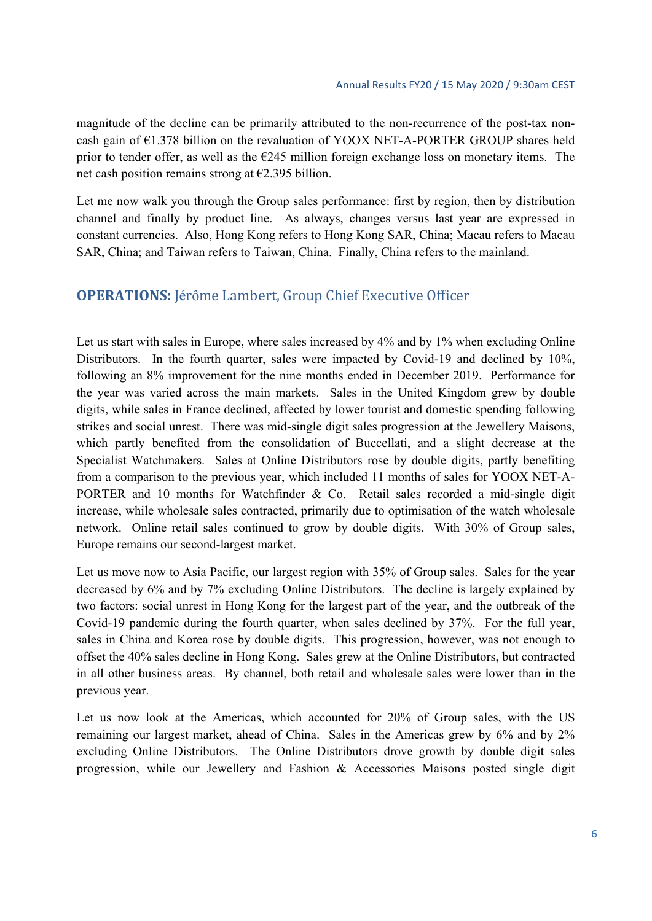magnitude of the decline can be primarily attributed to the non-recurrence of the post-tax non-cash gain of €1.378 billion on the revaluation of YOOX NET-A-PORTER GROUP shares held prior to tender offer, as well as the €245 million foreign exchange loss on monetary items. The net cash position remains strong at €2.395 billion.

Let me now walk you through the Group sales performance: first by region, then by distribution channel and finally by product line. As always, changes versus last year are expressed in constant currencies. Also, Hong Kong refers to Hong Kong SAR, China; Macau refers to Macau SAR, China; and Taiwan refers to Taiwan, China. Finally, China refers to the mainland.

## OPERATIONS: Jérôme Lambert, Group Chief Executive Officer

Let us start with sales in Europe, where sales increased by 4% and by 1% when excluding Online Distributors. In the fourth quarter, sales were impacted by Covid-19 and declined by 10%, following an 8% improvement for the nine months ended in December 2019. Performance for the year was varied across the main markets. Sales in the United Kingdom grew by double digits, while sales in France declined, affected by lower tourist and domestic spending following strikes and social unrest. There was mid-single digit sales progression at the Jewellery Maisons, which partly benefited from the consolidation of Buccellati, and a slight decrease at the Specialist Watchmakers. Sales at Online Distributors rose by double digits, partly benefiting from a comparison to the previous year, which included 11 months of sales for YOOX NET-A-PORTER and 10 months for Watchfinder & Co. Retail sales recorded a mid-single digit increase, while wholesale sales contracted, primarily due to optimisation of the watch wholesale network. Online retail sales continued to grow by double digits. With 30% of Group sales, Europe remains our second-largest market.

Let us move now to Asia Pacific, our largest region with 35% of Group sales. Sales for the year decreased by 6% and by 7% excluding Online Distributors. The decline is largely explained by two factors: social unrest in Hong Kong for the largest part of the year, and the outbreak of the Covid-19 pandemic during the fourth quarter, when sales declined by 37%. For the full year, sales in China and Korea rose by double digits. This progression, however, was not enough to offset the 40% sales decline in Hong Kong. Sales grew at the Online Distributors, but contracted in all other business areas. By channel, both retail and wholesale sales were lower than in the previous year.

Let us now look at the Americas, which accounted for 20% of Group sales, with the US remaining our largest market, ahead of China. Sales in the Americas grew by 6% and by 2% excluding Online Distributors. The Online Distributors drove growth by double digit sales progression, while our Jewellery and Fashion & Accessories Maisons posted single digit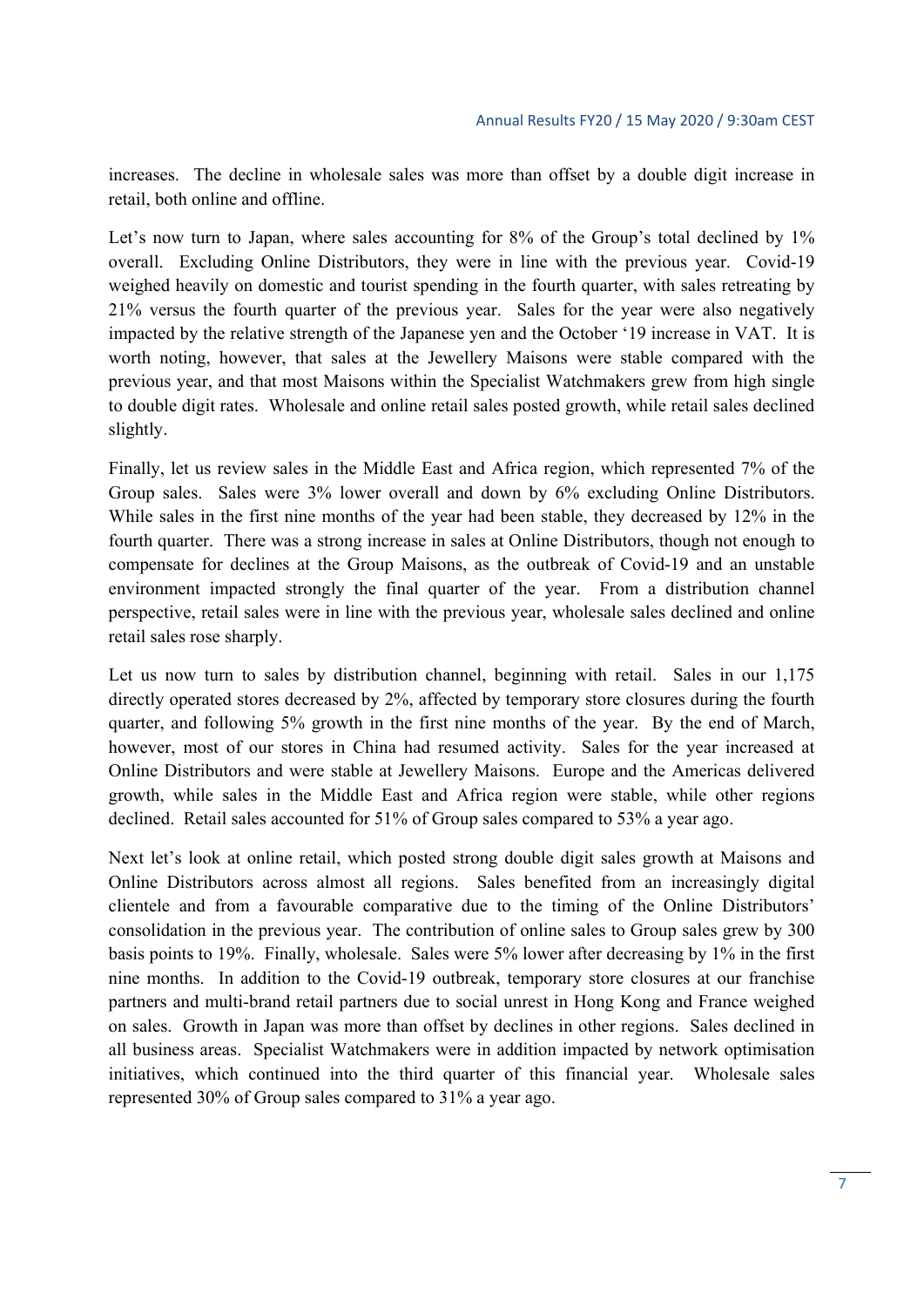increases. The decline in wholesale sales was more than offset by a double digit increase in retail, both online and offline.

Let's now turn to Japan, where sales accounting for 8% of the Group's total declined by 1% overall. Excluding Online Distributors, they were in line with the previous year. Covid-19 weighed heavily on domestic and tourist spending in the fourth quarter, with sales retreating by 21% versus the fourth quarter of the previous year. Sales for the year were also negatively impacted by the relative strength of the Japanese yen and the October '19 increase in VAT. It is worth noting, however, that sales at the Jewellery Maisons were stable compared with the previous year, and that most Maisons within the Specialist Watchmakers grew from high single to double digit rates. Wholesale and online retail sales posted growth, while retail sales declined slightly.

Finally, let us review sales in the Middle East and Africa region, which represented 7% of the Group sales. Sales were 3% lower overall and down by 6% excluding Online Distributors. While sales in the first nine months of the year had been stable, they decreased by 12% in the fourth quarter. There was a strong increase in sales at Online Distributors, though not enough to compensate for declines at the Group Maisons, as the outbreak of Covid-19 and an unstable environment impacted strongly the final quarter of the year. From a distribution channel perspective, retail sales were in line with the previous year, wholesale sales declined and online retail sales rose sharply.

Let us now turn to sales by distribution channel, beginning with retail. Sales in our 1,175 directly operated stores decreased by 2%, affected by temporary store closures during the fourth quarter, and following 5% growth in the first nine months of the year. By the end of March, however, most of our stores in China had resumed activity. Sales for the year increased at Online Distributors and were stable at Jewellery Maisons. Europe and the Americas delivered growth, while sales in the Middle East and Africa region were stable, while other regions declined. Retail sales accounted for 51% of Group sales compared to 53% a year ago.

Next let's look at online retail, which posted strong double digit sales growth at Maisons and Online Distributors across almost all regions. Sales benefited from an increasingly digital clientele and from a favourable comparative due to the timing of the Online Distributors' consolidation in the previous year. The contribution of online sales to Group sales grew by 300 basis points to 19%. Finally, wholesale. Sales were 5% lower after decreasing by 1% in the first nine months. In addition to the Covid-19 outbreak, temporary store closures at our franchise partners and multi-brand retail partners due to social unrest in Hong Kong and France weighed on sales. Growth in Japan was more than offset by declines in other regions. Sales declined in all business areas. Specialist Watchmakers were in addition impacted by network optimisation initiatives, which continued into the third quarter of this financial year. Wholesale sales represented 30% of Group sales compared to 31% a year ago.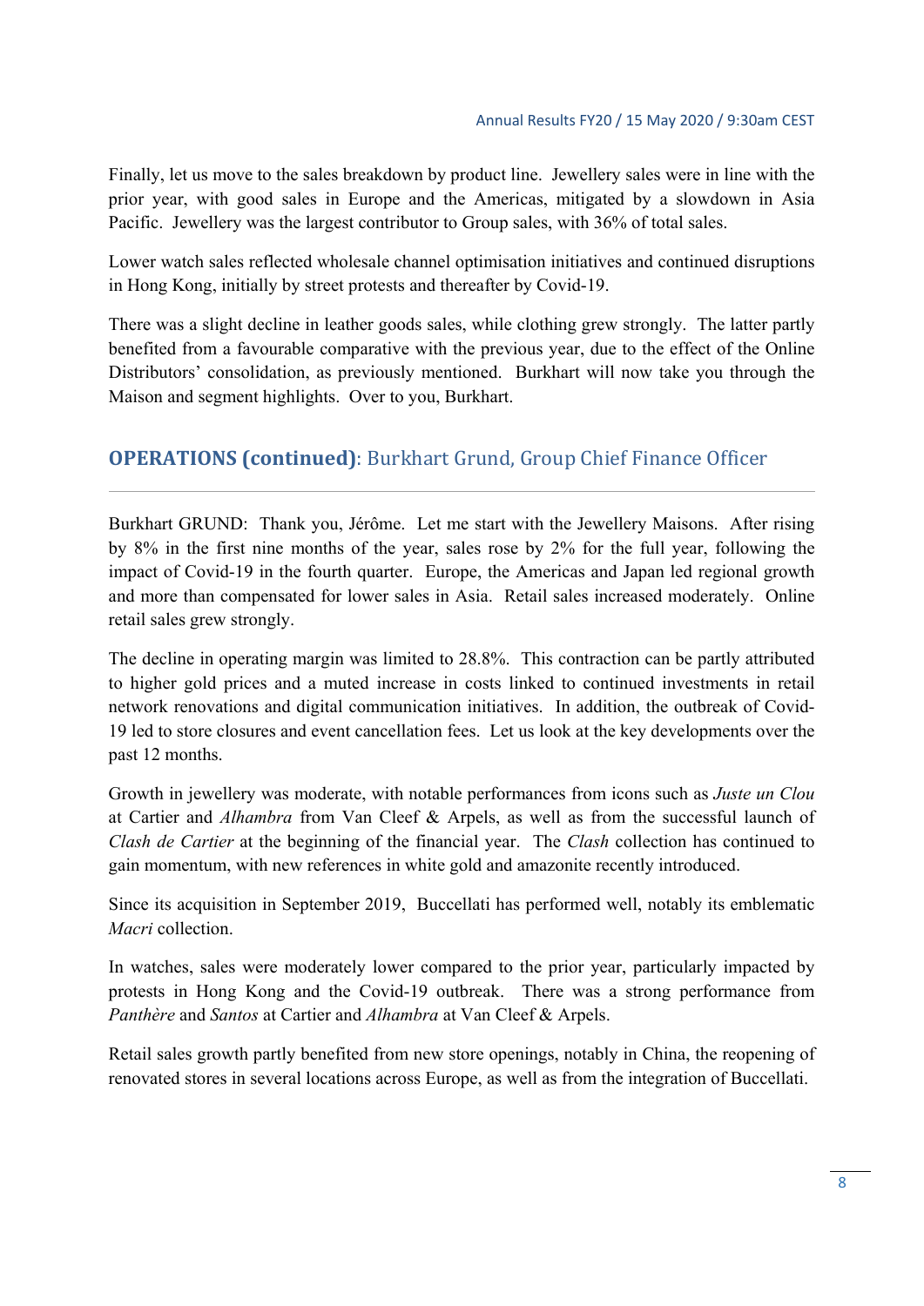Finally, let us move to the sales breakdown by product line. Jewellery sales were in line with the prior year, with good sales in Europe and the Americas, mitigated by a slowdown in Asia Pacific. Jewellery was the largest contributor to Group sales, with 36% of total sales.

Lower watch sales reflected wholesale channel optimisation initiatives and continued disruptions in Hong Kong, initially by street protests and thereafter by Covid-19.

There was a slight decline in leather goods sales, while clothing grew strongly. The latter partly benefited from a favourable comparative with the previous year, due to the effect of the Online Distributors' consolidation, as previously mentioned. Burkhart will now take you through the Maison and segment highlights. Over to you, Burkhart.

## **OPERATIONS (continued)**: Burkhart Grund, Group Chief Finance Officer

Burkhart GRUND: Thank you, Jérôme. Let me start with the Jewellery Maisons. After rising by 8% in the first nine months of the year, sales rose by 2% for the full year, following the impact of Covid-19 in the fourth quarter. Europe, the Americas and Japan led regional growth and more than compensated for lower sales in Asia. Retail sales increased moderately. Online retail sales grew strongly.

The decline in operating margin was limited to 28.8%. This contraction can be partly attributed to higher gold prices and a muted increase in costs linked to continued investments in retail network renovations and digital communication initiatives. In addition, the outbreak of Covid-19 led to store closures and event cancellation fees. Let us look at the key developments over the past 12 months.

Growth in jewellery was moderate, with notable performances from icons such as *Juste un Clou* at Cartier and *Alhambra* from Van Cleef & Arpels, as well as from the successful launch of *Clash de Cartier* at the beginning of the financial year. The *Clash* collection has continued to gain momentum, with new references in white gold and amazonite recently introduced.

Since its acquisition in September 2019, Buccellati has performed well, notably its emblematic *Macri* collection.

In watches, sales were moderately lower compared to the prior year, particularly impacted by protests in Hong Kong and the Covid-19 outbreak. There was a strong performance from *Panthère* and *Santos* at Cartier and *Alhambra* at Van Cleef & Arpels.

Retail sales growth partly benefited from new store openings, notably in China, the reopening of renovated stores in several locations across Europe, as well as from the integration of Buccellati.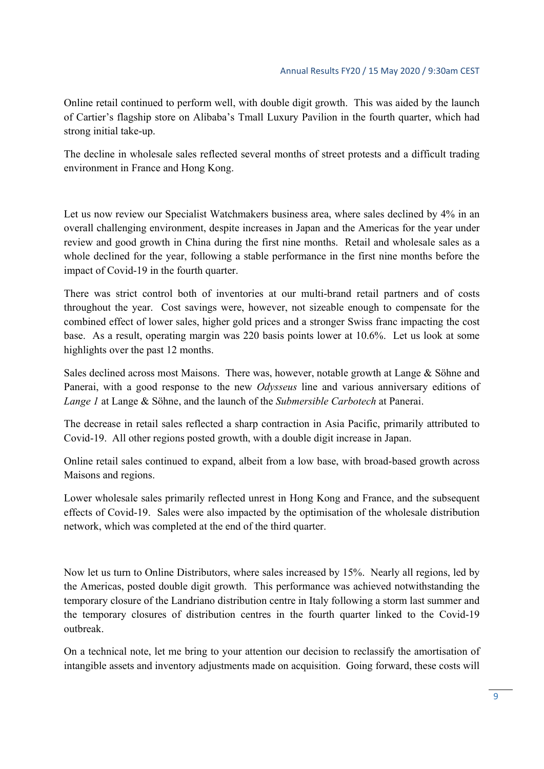Online retail continued to perform well, with double digit growth. This was aided by the launch of Cartier's flagship store on Alibaba's Tmall Luxury Pavilion in the fourth quarter, which had strong initial take-up.

The decline in wholesale sales reflected several months of street protests and a difficult trading environment in France and Hong Kong.

Let us now review our Specialist Watchmakers business area, where sales declined by 4% in an overall challenging environment, despite increases in Japan and the Americas for the year under review and good growth in China during the first nine months. Retail and wholesale sales as a whole declined for the year, following a stable performance in the first nine months before the impact of Covid-19 in the fourth quarter.

There was strict control both of inventories at our multi-brand retail partners and of costs throughout the year. Cost savings were, however, not sizeable enough to compensate for the combined effect of lower sales, higher gold prices and a stronger Swiss franc impacting the cost base. As a result, operating margin was 220 basis points lower at 10.6%. Let us look at some highlights over the past 12 months.

Sales declined across most Maisons. There was, however, notable growth at Lange & Söhne and Panerai, with a good response to the new *Odysseus* line and various anniversary editions of *Lange 1* at Lange & Söhne, and the launch of the *Submersible Carbotech* at Panerai.

The decrease in retail sales reflected a sharp contraction in Asia Pacific, primarily attributed to Covid-19. All other regions posted growth, with a double digit increase in Japan.

Online retail sales continued to expand, albeit from a low base, with broad-based growth across Maisons and regions.

Lower wholesale sales primarily reflected unrest in Hong Kong and France, and the subsequent effects of Covid-19. Sales were also impacted by the optimisation of the wholesale distribution network, which was completed at the end of the third quarter.

Now let us turn to Online Distributors, where sales increased by 15%. Nearly all regions, led by the Americas, posted double digit growth. This performance was achieved notwithstanding the temporary closure of the Landriano distribution centre in Italy following a storm last summer and the temporary closures of distribution centres in the fourth quarter linked to the Covid-19 outbreak.

On a technical note, let me bring to your attention our decision to reclassify the amortisation of intangible assets and inventory adjustments made on acquisition. Going forward, these costs will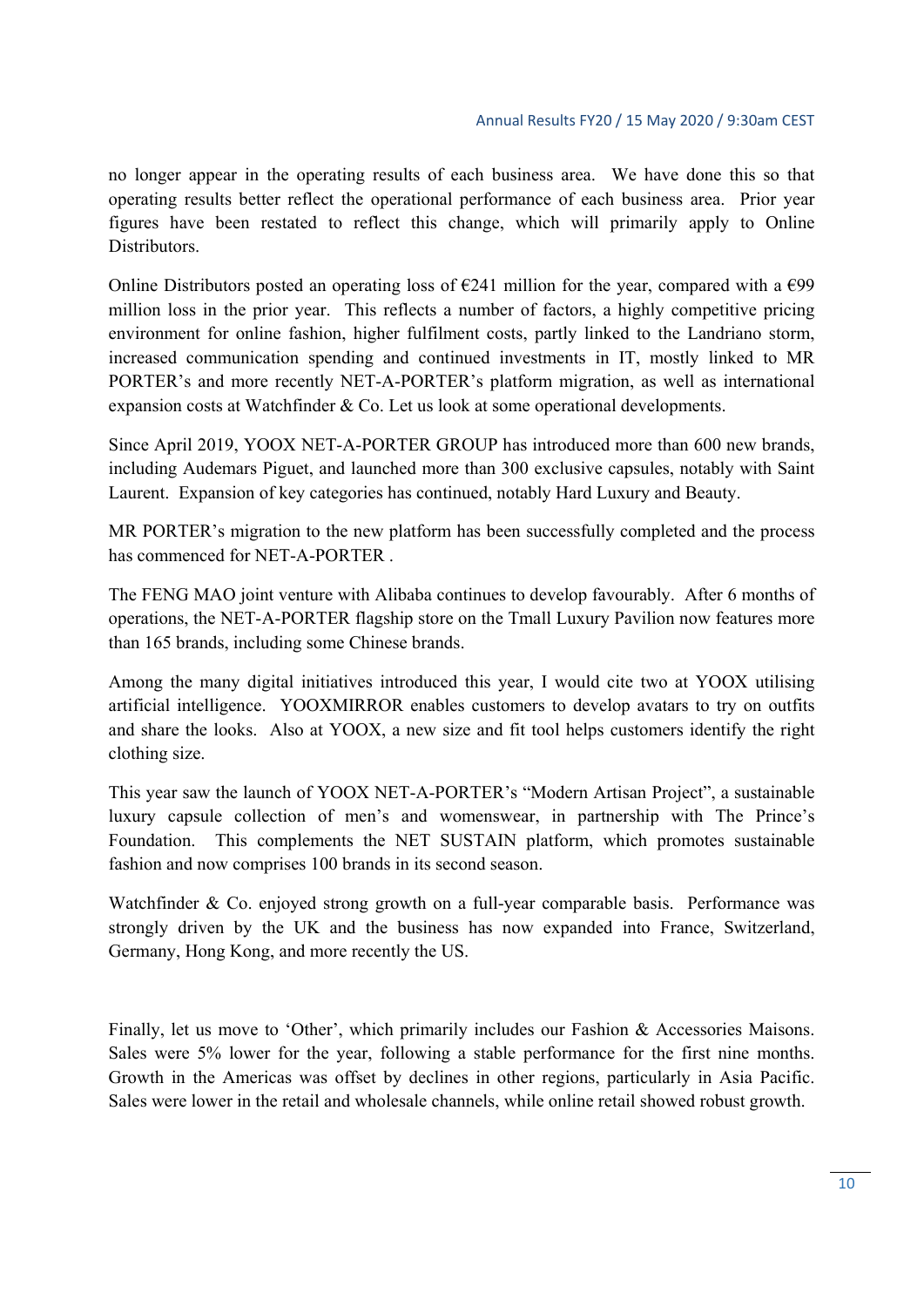no longer appear in the operating results of each business area. We have done this so that operating results better reflect the operational performance of each business area. Prior year figures have been restated to reflect this change, which will primarily apply to Online Distributors.

Online Distributors posted an operating loss of €241 million for the year, compared with a €99 million loss in the prior year. This reflects a number of factors, a highly competitive pricing environment for online fashion, higher fulfilment costs, partly linked to the Landriano storm, increased communication spending and continued investments in IT, mostly linked to MR PORTER's and more recently NET-A-PORTER's platform migration, as well as international expansion costs at Watchfinder & Co. Let us look at some operational developments.

Since April 2019, YOOX NET-A-PORTER GROUP has introduced more than 600 new brands, including Audemars Piguet, and launched more than 300 exclusive capsules, notably with Saint Laurent. Expansion of key categories has continued, notably Hard Luxury and Beauty.

MR PORTER's migration to the new platform has been successfully completed and the process has commenced for NET-A-PORTER .

The FENG MAO joint venture with Alibaba continues to develop favourably. After 6 months of operations, the NET-A-PORTER flagship store on the Tmall Luxury Pavilion now features more than 165 brands, including some Chinese brands.

Among the many digital initiatives introduced this year, I would cite two at YOOX utilising artificial intelligence. YOOXMIRROR enables customers to develop avatars to try on outfits and share the looks. Also at YOOX, a new size and fit tool helps customers identify the right clothing size.

This year saw the launch of YOOX NET-A-PORTER's "Modern Artisan Project", a sustainable luxury capsule collection of men's and womenswear, in partnership with The Prince's Foundation. This complements the NET SUSTAIN platform, which promotes sustainable fashion and now comprises 100 brands in its second season.

Watchfinder & Co. enjoyed strong growth on a full-year comparable basis. Performance was strongly driven by the UK and the business has now expanded into France, Switzerland, Germany, Hong Kong, and more recently the US.

Finally, let us move to 'Other', which primarily includes our Fashion & Accessories Maisons. Sales were 5% lower for the year, following a stable performance for the first nine months. Growth in the Americas was offset by declines in other regions, particularly in Asia Pacific. Sales were lower in the retail and wholesale channels, while online retail showed robust growth.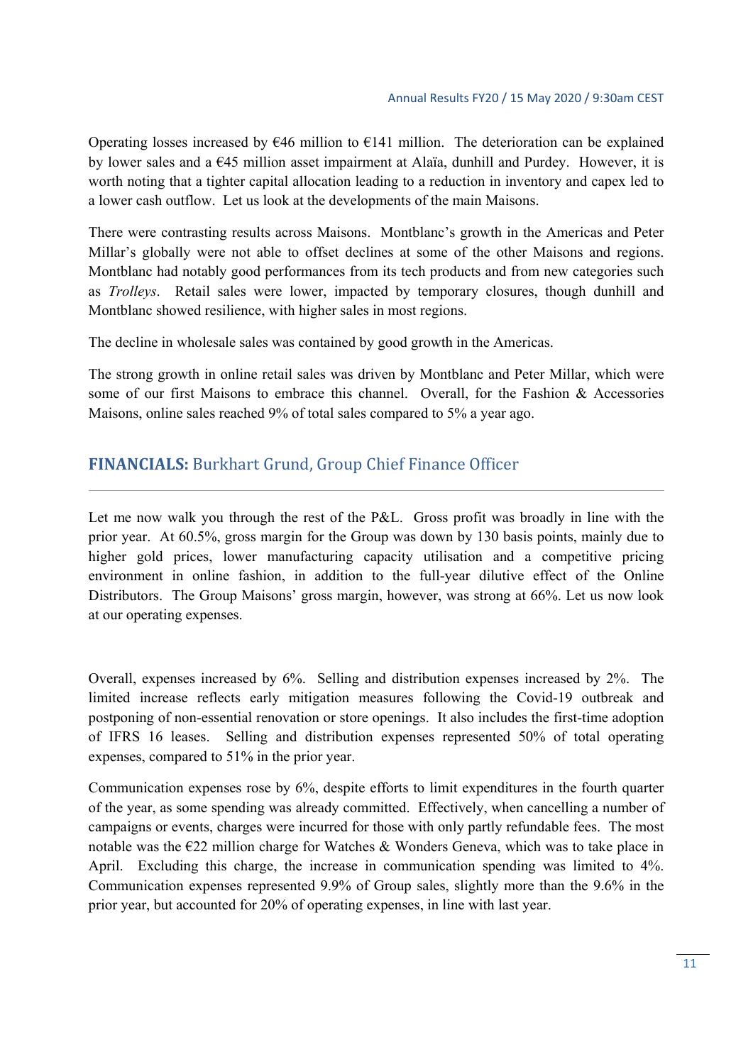Operating losses increased by €46 million to €141 million. The deterioration can be explained by lower sales and a €45 million asset impairment at Alaïa, dunhill and Purdey. However, it is worth noting that a tighter capital allocation leading to a reduction in inventory and capex led to a lower cash outflow. Let us look at the developments of the main Maisons.

There were contrasting results across Maisons. Montblanc's growth in the Americas and Peter Millar's globally were not able to offset declines at some of the other Maisons and regions. Montblanc had notably good performances from its tech products and from new categories such as *Trolleys*. Retail sales were lower, impacted by temporary closures, though dunhill and Montblanc showed resilience, with higher sales in most regions.

The decline in wholesale sales was contained by good growth in the Americas.

The strong growth in online retail sales was driven by Montblanc and Peter Millar, which were some of our first Maisons to embrace this channel. Overall, for the Fashion & Accessories Maisons, online sales reached 9% of total sales compared to 5% a year ago.

## **FINANCIALS:** Burkhart Grund, Group Chief Finance Officer

Let me now walk you through the rest of the P&L. Gross profit was broadly in line with the prior year. At 60.5%, gross margin for the Group was down by 130 basis points, mainly due to higher gold prices, lower manufacturing capacity utilisation and a competitive pricing environment in online fashion, in addition to the full-year dilutive effect of the Online Distributors. The Group Maisons' gross margin, however, was strong at 66%. Let us now look at our operating expenses.

Overall, expenses increased by 6%. Selling and distribution expenses increased by 2%. The limited increase reflects early mitigation measures following the Covid-19 outbreak and postponing of non-essential renovation or store openings. It also includes the first-time adoption of IFRS 16 leases. Selling and distribution expenses represented 50% of total operating expenses, compared to 51% in the prior year.

Communication expenses rose by 6%, despite efforts to limit expenditures in the fourth quarter of the year, as some spending was already committed. Effectively, when cancelling a number of campaigns or events, charges were incurred for those with only partly refundable fees. The most notable was the €22 million charge for Watches & Wonders Geneva, which was to take place in April. Excluding this charge, the increase in communication spending was limited to 4%. Communication expenses represented 9.9% of Group sales, slightly more than the 9.6% in the prior year, but accounted for 20% of operating expenses, in line with last year.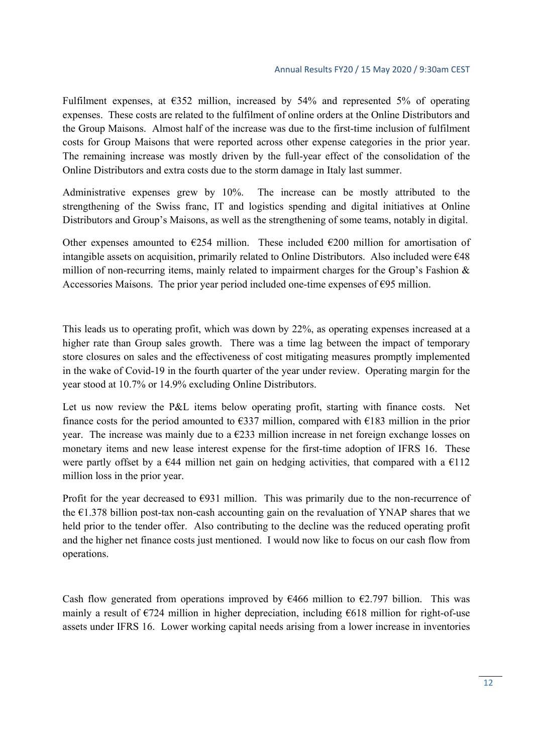Fulfilment expenses, at €352 million, increased by 54% and represented 5% of operating expenses. These costs are related to the fulfilment of online orders at the Online Distributors and the Group Maisons. Almost half of the increase was due to the first-time inclusion of fulfilment costs for Group Maisons that were reported across other expense categories in the prior year. The remaining increase was mostly driven by the full-year effect of the consolidation of the Online Distributors and extra costs due to the storm damage in Italy last summer.

Administrative expenses grew by 10%. The increase can be mostly attributed to the strengthening of the Swiss franc, IT and logistics spending and digital initiatives at Online Distributors and Group's Maisons, as well as the strengthening of some teams, notably in digital.

Other expenses amounted to €254 million. These included €200 million for amortisation of intangible assets on acquisition, primarily related to Online Distributors. Also included were €48 million of non-recurring items, mainly related to impairment charges for the Group's Fashion & Accessories Maisons. The prior year period included one-time expenses of €95 million.

This leads us to operating profit, which was down by 22%, as operating expenses increased at a higher rate than Group sales growth. There was a time lag between the impact of temporary store closures on sales and the effectiveness of cost mitigating measures promptly implemented in the wake of Covid-19 in the fourth quarter of the year under review. Operating margin for the year stood at 10.7% or 14.9% excluding Online Distributors.

Let us now review the P&L items below operating profit, starting with finance costs. Net finance costs for the period amounted to €337 million, compared with €183 million in the prior year. The increase was mainly due to a €233 million increase in net foreign exchange losses on monetary items and new lease interest expense for the first-time adoption of IFRS 16. These were partly offset by a €44 million net gain on hedging activities, that compared with a €112 million loss in the prior year.

Profit for the year decreased to €931 million. This was primarily due to the non-recurrence of the €1.378 billion post-tax non-cash accounting gain on the revaluation of YNAP shares that we held prior to the tender offer. Also contributing to the decline was the reduced operating profit and the higher net finance costs just mentioned. I would now like to focus on our cash flow from operations.

Cash flow generated from operations improved by €466 million to €2.797 billion. This was mainly a result of €724 million in higher depreciation, including €618 million for right-of-use assets under IFRS 16. Lower working capital needs arising from a lower increase in inventories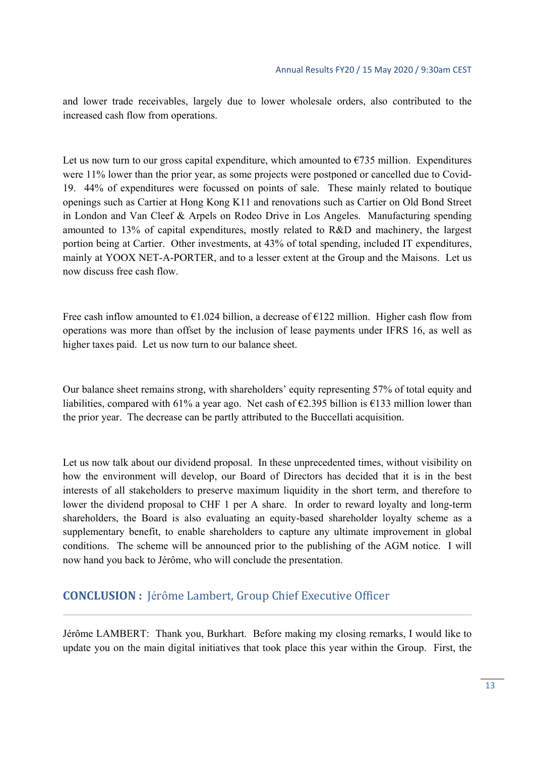and lower trade receivables, largely due to lower wholesale orders, also contributed to the increased cash flow from operations.

Let us now turn to our gross capital expenditure, which amounted to €735 million. Expenditures were 11% lower than the prior year, as some projects were postponed or cancelled due to Covid-19. 44% of expenditures were focussed on points of sale. These mainly related to boutique openings such as Cartier at Hong Kong K11 and renovations such as Cartier on Old Bond Street in London and Van Cleef & Arpels on Rodeo Drive in Los Angeles. Manufacturing spending amounted to 13% of capital expenditures, mostly related to R&D and machinery, the largest portion being at Cartier. Other investments, at 43% of total spending, included IT expenditures, mainly at YOOX NET-A-PORTER, and to a lesser extent at the Group and the Maisons. Let us now discuss free cash flow.

Free cash inflow amounted to €1.024 billion, a decrease of €122 million. Higher cash flow from operations was more than offset by the inclusion of lease payments under IFRS 16, as well as higher taxes paid. Let us now turn to our balance sheet.

Our balance sheet remains strong, with shareholders' equity representing 57% of total equity and liabilities, compared with 61% a year ago. Net cash of €2.395 billion is €133 million lower than the prior year. The decrease can be partly attributed to the Buccellati acquisition.

Let us now talk about our dividend proposal. In these unprecedented times, without visibility on how the environment will develop, our Board of Directors has decided that it is in the best interests of all stakeholders to preserve maximum liquidity in the short term, and therefore to lower the dividend proposal to CHF 1 per A share. In order to reward loyalty and long-term shareholders, the Board is also evaluating an equity-based shareholder loyalty scheme as a supplementary benefit, to enable shareholders to capture any ultimate improvement in global conditions. The scheme will be announced prior to the publishing of the AGM notice. I will now hand you back to Jérôme, who will conclude the presentation.

## CONCLUSION : Jérôme Lambert, Group Chief Executive Officer

Jérôme LAMBERT: Thank you, Burkhart. Before making my closing remarks, I would like to update you on the main digital initiatives that took place this year within the Group. First, the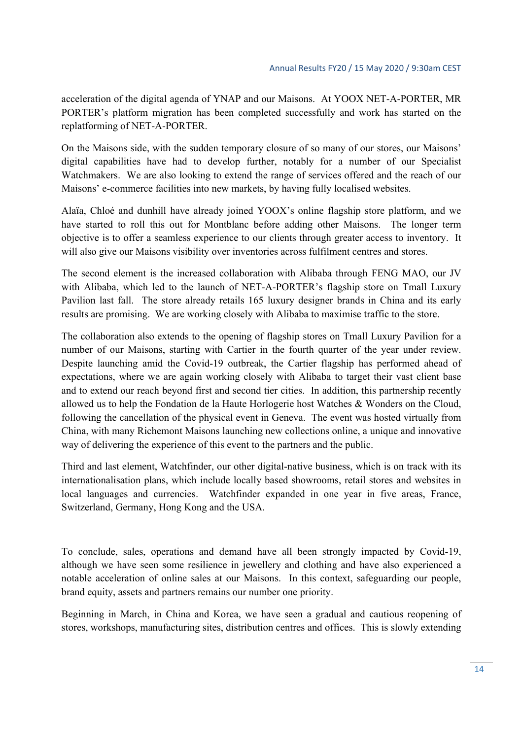acceleration of the digital agenda of YNAP and our Maisons. At YOOX NET-A-PORTER, MR PORTER's platform migration has been completed successfully and work has started on the replatforming of NET-A-PORTER.

On the Maisons side, with the sudden temporary closure of so many of our stores, our Maisons' digital capabilities have had to develop further, notably for a number of our Specialist Watchmakers. We are also looking to extend the range of services offered and the reach of our Maisons' e-commerce facilities into new markets, by having fully localised websites.

Alaïa, Chloé and dunhill have already joined YOOX's online flagship store platform, and we have started to roll this out for Montblanc before adding other Maisons. The longer term objective is to offer a seamless experience to our clients through greater access to inventory. It will also give our Maisons visibility over inventories across fulfilment centres and stores.

The second element is the increased collaboration with Alibaba through FENG MAO, our JV with Alibaba, which led to the launch of NET-A-PORTER's flagship store on Tmall Luxury Pavilion last fall. The store already retails 165 luxury designer brands in China and its early results are promising. We are working closely with Alibaba to maximise traffic to the store.

The collaboration also extends to the opening of flagship stores on Tmall Luxury Pavilion for a number of our Maisons, starting with Cartier in the fourth quarter of the year under review. Despite launching amid the Covid-19 outbreak, the Cartier flagship has performed ahead of expectations, where we are again working closely with Alibaba to target their vast client base and to extend our reach beyond first and second tier cities. In addition, this partnership recently allowed us to help the Fondation de la Haute Horlogerie host Watches & Wonders on the Cloud, following the cancellation of the physical event in Geneva. The event was hosted virtually from China, with many Richemont Maisons launching new collections online, a unique and innovative way of delivering the experience of this event to the partners and the public.

Third and last element, Watchfinder, our other digital-native business, which is on track with its internationalisation plans, which include locally based showrooms, retail stores and websites in local languages and currencies. Watchfinder expanded in one year in five areas, France, Switzerland, Germany, Hong Kong and the USA.

To conclude, sales, operations and demand have all been strongly impacted by Covid-19, although we have seen some resilience in jewellery and clothing and have also experienced a notable acceleration of online sales at our Maisons. In this context, safeguarding our people, brand equity, assets and partners remains our number one priority.

Beginning in March, in China and Korea, we have seen a gradual and cautious reopening of stores, workshops, manufacturing sites, distribution centres and offices. This is slowly extending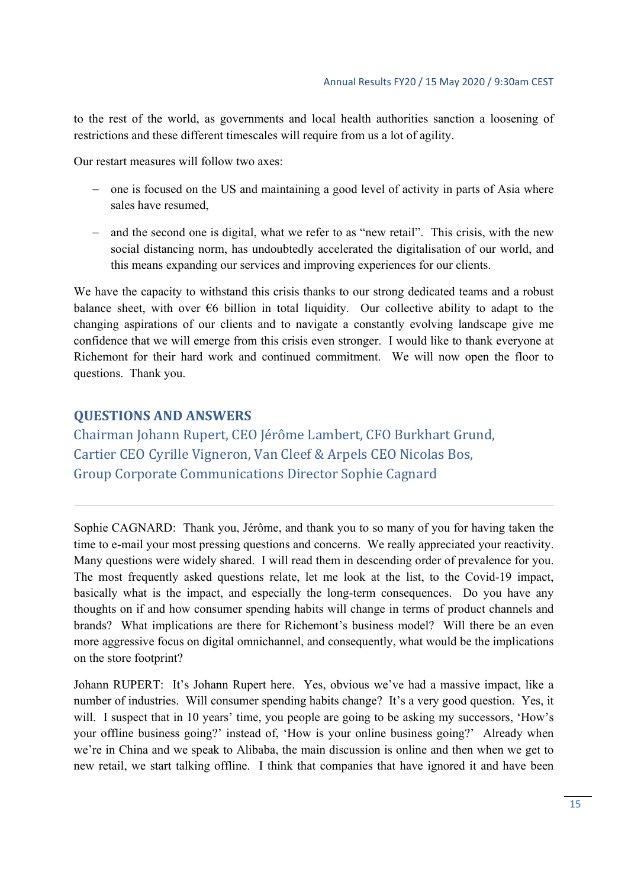to the rest of the world, as governments and local health authorities sanction a loosening of restrictions and these different timescales will require from us a lot of agility.

Our restart measures will follow two axes:

- one is focused on the US and maintaining a good level of activity in parts of Asia where sales have resumed,
- and the second one is digital, what we refer to as "new retail". This crisis, with the new social distancing norm, has undoubtedly accelerated the digitalisation of our world, and this means expanding our services and improving experiences for our clients.

We have the capacity to withstand this crisis thanks to our strong dedicated teams and a robust balance sheet, with over €6 billion in total liquidity. Our collective ability to adapt to the changing aspirations of our clients and to navigate a constantly evolving landscape give me confidence that we will emerge from this crisis even stronger. I would like to thank everyone at Richemont for their hard work and continued commitment. We will now open the floor to questions. Thank you.

## QUESTIONS AND ANSWERS

### Chairman Johann Rupert, CEO Jérôme Lambert, CFO Burkhart Grund, Cartier CEO Cyrille Vigneron, Van Cleef & Arpels CEO Nicolas Bos, Group Corporate Communications Director Sophie Cagnard

---

Sophie CAGNARD: Thank you, Jérôme, and thank you to so many of you for having taken the time to e-mail your most pressing questions and concerns. We really appreciated your reactivity. Many questions were widely shared. I will read them in descending order of prevalence for you. The most frequently asked questions relate, let me look at the list, to the Covid-19 impact, basically what is the impact, and especially the long-term consequences. Do you have any thoughts on if and how consumer spending habits will change in terms of product channels and brands? What implications are there for Richemont's business model? Will there be an even more aggressive focus on digital omnichannel, and consequently, what would be the implications on the store footprint?

Johann RUPERT: It's Johann Rupert here. Yes, obvious we've had a massive impact, like a number of industries. Will consumer spending habits change? It's a very good question. Yes, it will. I suspect that in 10 years' time, you people are going to be asking my successors, 'How's your offline business going?' instead of, 'How is your online business going?' Already when we're in China and we speak to Alibaba, the main discussion is online and then when we get to new retail, we start talking offline. I think that companies that have ignored it and have been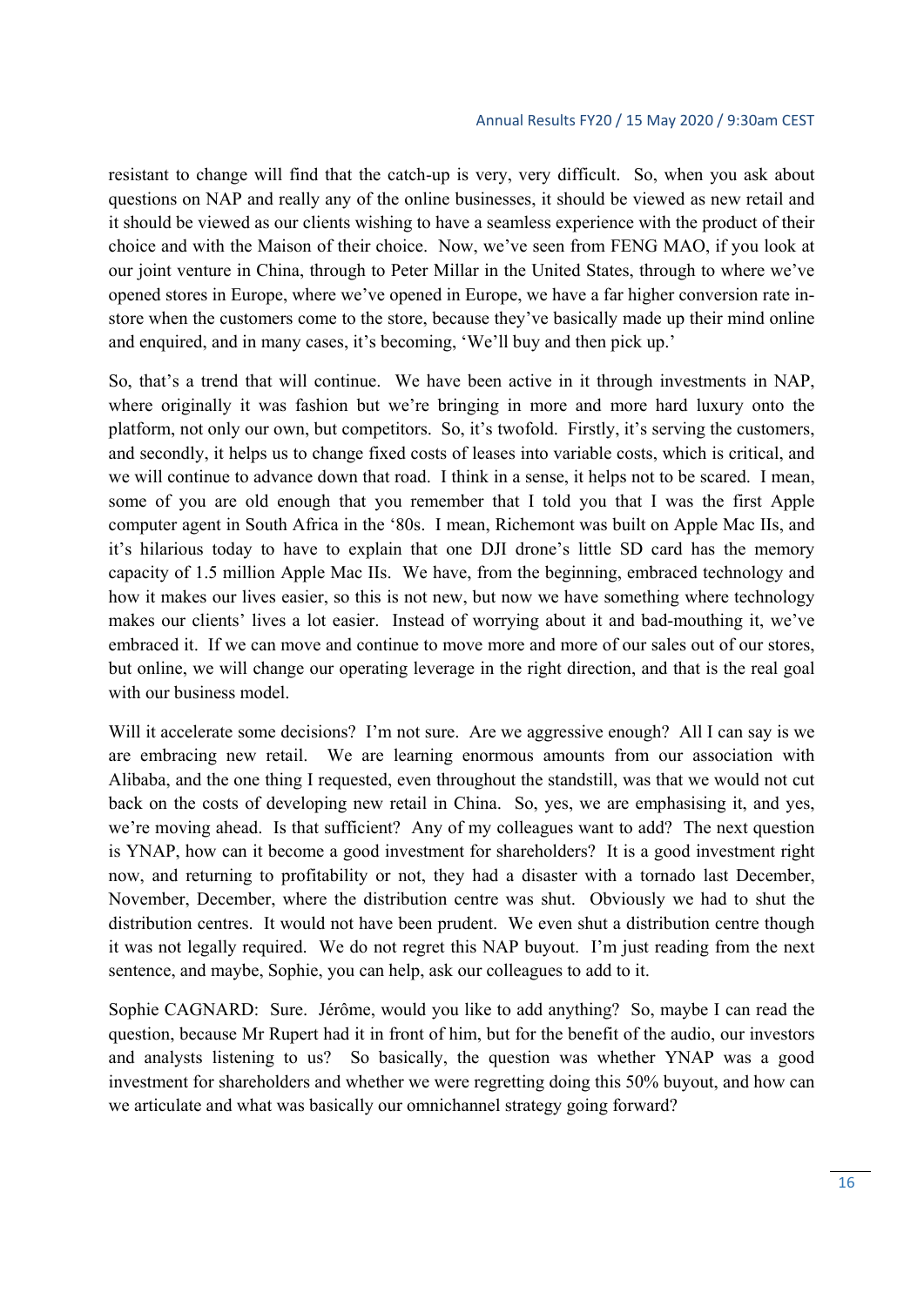resistant to change will find that the catch-up is very, very difficult. So, when you ask about questions on NAP and really any of the online businesses, it should be viewed as new retail and it should be viewed as our clients wishing to have a seamless experience with the product of their choice and with the Maison of their choice. Now, we've seen from FENG MAO, if you look at our joint venture in China, through to Peter Millar in the United States, through to where we've opened stores in Europe, where we've opened in Europe, we have a far higher conversion rate in-store when the customers come to the store, because they've basically made up their mind online and enquired, and in many cases, it's becoming, 'We'll buy and then pick up.'

So, that's a trend that will continue. We have been active in it through investments in NAP, where originally it was fashion but we're bringing in more and more hard luxury onto the platform, not only our own, but competitors. So, it's twofold. Firstly, it's serving the customers, and secondly, it helps us to change fixed costs of leases into variable costs, which is critical, and we will continue to advance down that road. I think in a sense, it helps not to be scared. I mean, some of you are old enough that you remember that I told you that I was the first Apple computer agent in South Africa in the '80s. I mean, Richemont was built on Apple Mac IIs, and it's hilarious today to have to explain that one DJI drone's little SD card has the memory capacity of 1.5 million Apple Mac IIs. We have, from the beginning, embraced technology and how it makes our lives easier, so this is not new, but now we have something where technology makes our clients' lives a lot easier. Instead of worrying about it and bad-mouthing it, we've embraced it. If we can move and continue to move more and more of our sales out of our stores, but online, we will change our operating leverage in the right direction, and that is the real goal with our business model.

Will it accelerate some decisions? I'm not sure. Are we aggressive enough? All I can say is we are embracing new retail. We are learning enormous amounts from our association with Alibaba, and the one thing I requested, even throughout the standstill, was that we would not cut back on the costs of developing new retail in China. So, yes, we are emphasising it, and yes, we're moving ahead. Is that sufficient? Any of my colleagues want to add? The next question is YNAP, how can it become a good investment for shareholders? It is a good investment right now, and returning to profitability or not, they had a disaster with a tornado last December, November, December, where the distribution centre was shut. Obviously we had to shut the distribution centres. It would not have been prudent. We even shut a distribution centre though it was not legally required. We do not regret this NAP buyout. I'm just reading from the next sentence, and maybe, Sophie, you can help, ask our colleagues to add to it.

Sophie CAGNARD: Sure. Jérôme, would you like to add anything? So, maybe I can read the question, because Mr Rupert had it in front of him, but for the benefit of the audio, our investors and analysts listening to us? So basically, the question was whether YNAP was a good investment for shareholders and whether we were regretting doing this 50% buyout, and how can we articulate and what was basically our omnichannel strategy going forward?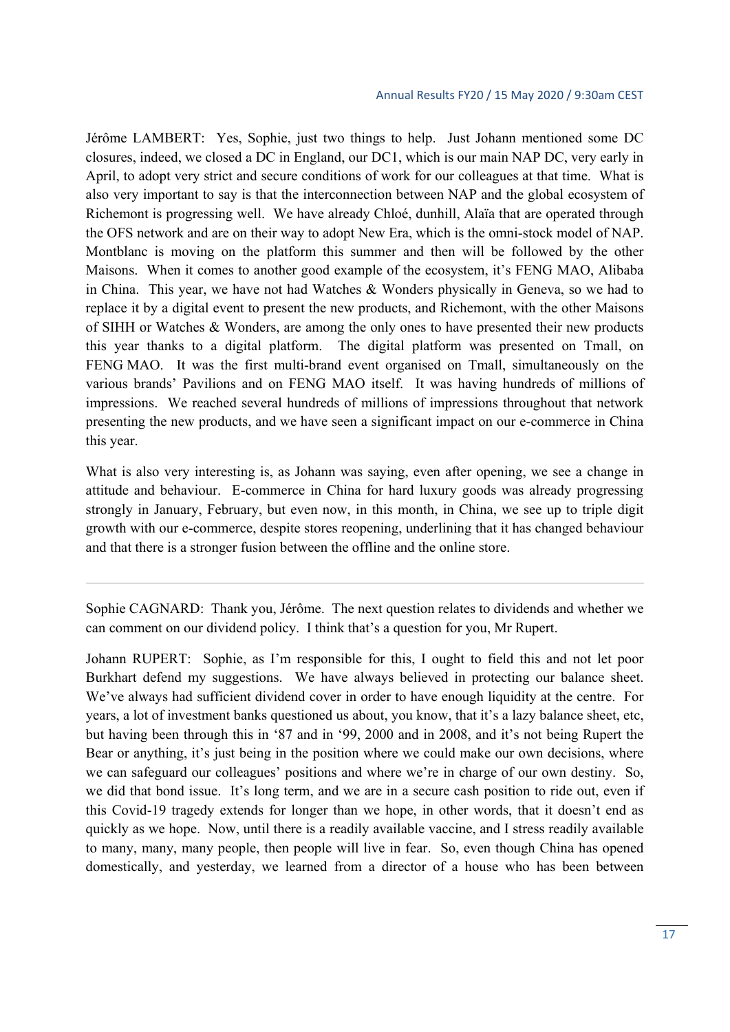Jérôme LAMBERT: Yes, Sophie, just two things to help. Just Johann mentioned some DC closures, indeed, we closed a DC in England, our DC1, which is our main NAP DC, very early in April, to adopt very strict and secure conditions of work for our colleagues at that time. What is also very important to say is that the interconnection between NAP and the global ecosystem of Richemont is progressing well. We have already Chloé, dunhill, Alaïa that are operated through the OFS network and are on their way to adopt New Era, which is the omni-stock model of NAP. Montblanc is moving on the platform this summer and then will be followed by the other Maisons. When it comes to another good example of the ecosystem, it's FENG MAO, Alibaba in China. This year, we have not had Watches & Wonders physically in Geneva, so we had to replace it by a digital event to present the new products, and Richemont, with the other Maisons of SIHH or Watches & Wonders, are among the only ones to have presented their new products this year thanks to a digital platform. The digital platform was presented on Tmall, on FENG MAO. It was the first multi-brand event organised on Tmall, simultaneously on the various brands' Pavilions and on FENG MAO itself. It was having hundreds of millions of impressions. We reached several hundreds of millions of impressions throughout that network presenting the new products, and we have seen a significant impact on our e-commerce in China this year.

What is also very interesting is, as Johann was saying, even after opening, we see a change in attitude and behaviour. E-commerce in China for hard luxury goods was already progressing strongly in January, February, but even now, in this month, in China, we see up to triple digit growth with our e-commerce, despite stores reopening, underlining that it has changed behaviour and that there is a stronger fusion between the offline and the online store.

---

Sophie CAGNARD: Thank you, Jérôme. The next question relates to dividends and whether we can comment on our dividend policy. I think that's a question for you, Mr Rupert.

Johann RUPERT: Sophie, as I'm responsible for this, I ought to field this and not let poor Burkhart defend my suggestions. We have always believed in protecting our balance sheet. We've always had sufficient dividend cover in order to have enough liquidity at the centre. For years, a lot of investment banks questioned us about, you know, that it's a lazy balance sheet, etc, but having been through this in '87 and in '99, 2000 and in 2008, and it's not being Rupert the Bear or anything, it's just being in the position where we could make our own decisions, where we can safeguard our colleagues' positions and where we're in charge of our own destiny. So, we did that bond issue. It's long term, and we are in a secure cash position to ride out, even if this Covid-19 tragedy extends for longer than we hope, in other words, that it doesn't end as quickly as we hope. Now, until there is a readily available vaccine, and I stress readily available to many, many, many people, then people will live in fear. So, even though China has opened domestically, and yesterday, we learned from a director of a house who has been between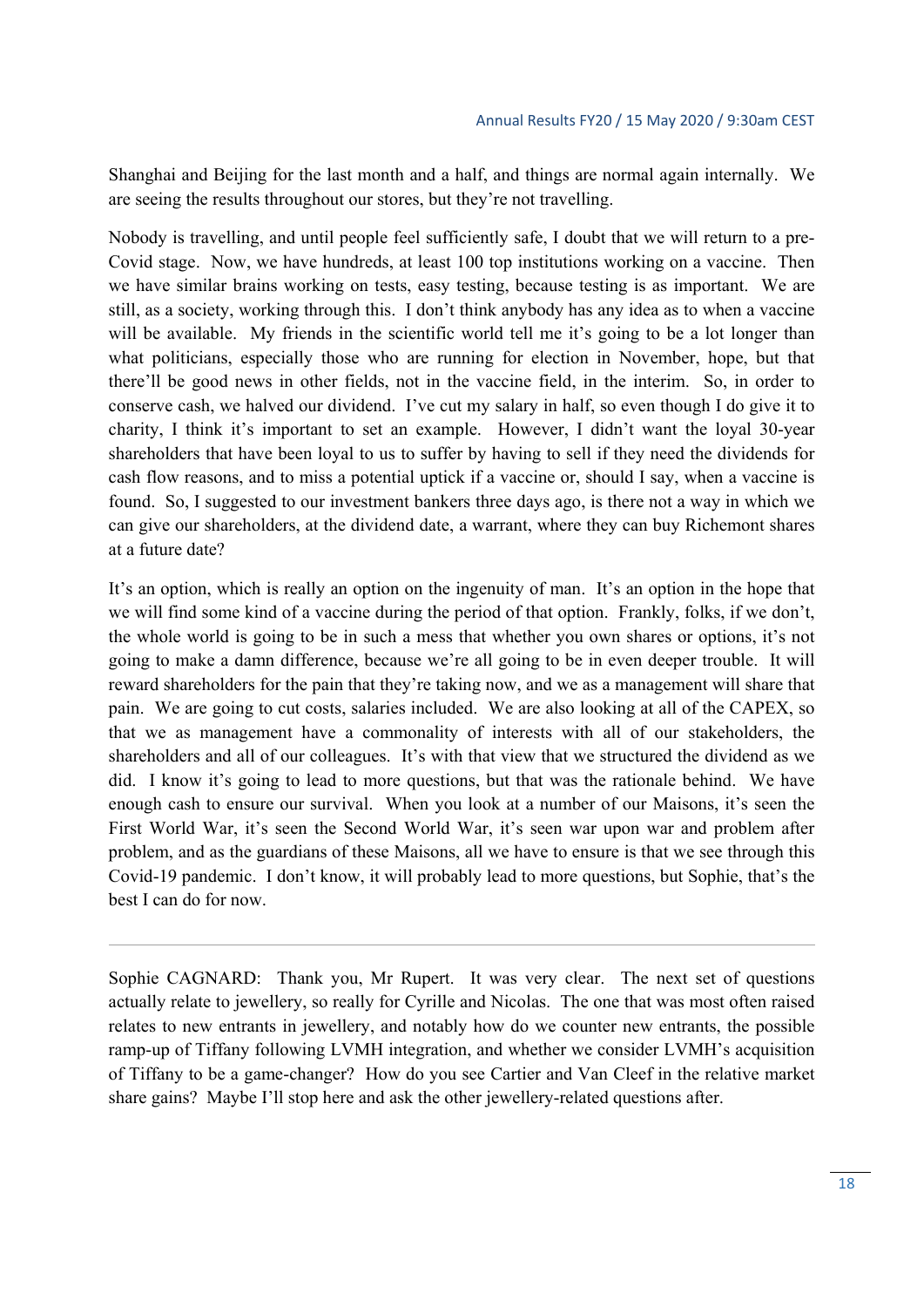Shanghai and Beijing for the last month and a half, and things are normal again internally. We are seeing the results throughout our stores, but they're not travelling.

Nobody is travelling, and until people feel sufficiently safe, I doubt that we will return to a pre-Covid stage. Now, we have hundreds, at least 100 top institutions working on a vaccine. Then we have similar brains working on tests, easy testing, because testing is as important. We are still, as a society, working through this. I don't think anybody has any idea as to when a vaccine will be available. My friends in the scientific world tell me it's going to be a lot longer than what politicians, especially those who are running for election in November, hope, but that there'll be good news in other fields, not in the vaccine field, in the interim. So, in order to conserve cash, we halved our dividend. I've cut my salary in half, so even though I do give it to charity, I think it's important to set an example. However, I didn't want the loyal 30-year shareholders that have been loyal to us to suffer by having to sell if they need the dividends for cash flow reasons, and to miss a potential uptick if a vaccine or, should I say, when a vaccine is found. So, I suggested to our investment bankers three days ago, is there not a way in which we can give our shareholders, at the dividend date, a warrant, where they can buy Richemont shares at a future date?

It's an option, which is really an option on the ingenuity of man. It's an option in the hope that we will find some kind of a vaccine during the period of that option. Frankly, folks, if we don't, the whole world is going to be in such a mess that whether you own shares or options, it's not going to make a damn difference, because we're all going to be in even deeper trouble. It will reward shareholders for the pain that they're taking now, and we as a management will share that pain. We are going to cut costs, salaries included. We are also looking at all of the CAPEX, so that we as management have a commonality of interests with all of our stakeholders, the shareholders and all of our colleagues. It's with that view that we structured the dividend as we did. I know it's going to lead to more questions, but that was the rationale behind. We have enough cash to ensure our survival. When you look at a number of our Maisons, it's seen the First World War, it's seen the Second World War, it's seen war upon war and problem after problem, and as the guardians of these Maisons, all we have to ensure is that we see through this Covid-19 pandemic. I don't know, it will probably lead to more questions, but Sophie, that's the best I can do for now.

---

Sophie CAGNARD: Thank you, Mr Rupert. It was very clear. The next set of questions actually relate to jewellery, so really for Cyrille and Nicolas. The one that was most often raised relates to new entrants in jewellery, and notably how do we counter new entrants, the possible ramp-up of Tiffany following LVMH integration, and whether we consider LVMH's acquisition of Tiffany to be a game-changer? How do you see Cartier and Van Cleef in the relative market share gains? Maybe I'll stop here and ask the other jewellery-related questions after.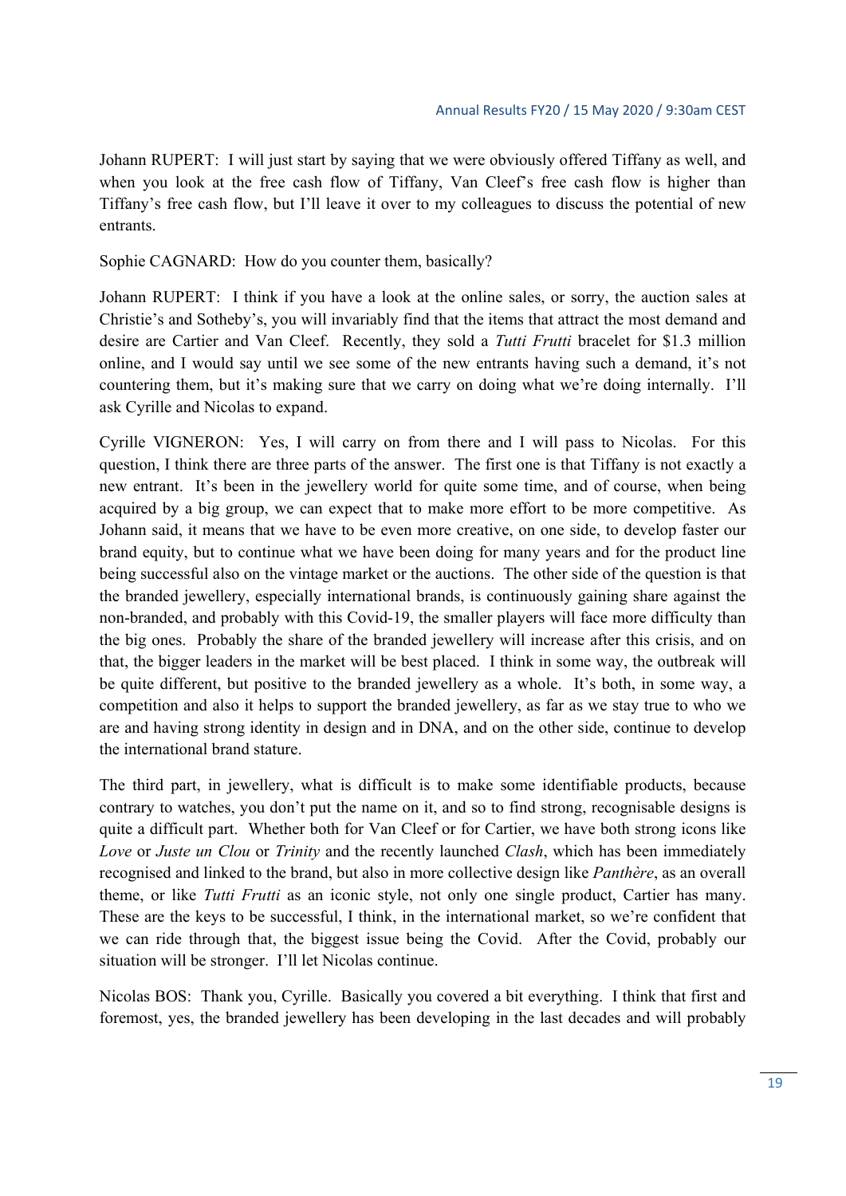Johann RUPERT: I will just start by saying that we were obviously offered Tiffany as well, and when you look at the free cash flow of Tiffany, Van Cleef's free cash flow is higher than Tiffany's free cash flow, but I'll leave it over to my colleagues to discuss the potential of new entrants.

Sophie CAGNARD: How do you counter them, basically?

Johann RUPERT: I think if you have a look at the online sales, or sorry, the auction sales at Christie's and Sotheby's, you will invariably find that the items that attract the most demand and desire are Cartier and Van Cleef. Recently, they sold a *Tutti Frutti* bracelet for $1.3 million online, and I would say until we see some of the new entrants having such a demand, it's not countering them, but it's making sure that we carry on doing what we're doing internally. I'll ask Cyrille and Nicolas to expand.

Cyrille VIGNERON: Yes, I will carry on from there and I will pass to Nicolas. For this question, I think there are three parts of the answer. The first one is that Tiffany is not exactly a new entrant. It's been in the jewellery world for quite some time, and of course, when being acquired by a big group, we can expect that to make more effort to be more competitive. As Johann said, it means that we have to be even more creative, on one side, to develop faster our brand equity, but to continue what we have been doing for many years and for the product line being successful also on the vintage market or the auctions. The other side of the question is that the branded jewellery, especially international brands, is continuously gaining share against the non-branded, and probably with this Covid-19, the smaller players will face more difficulty than the big ones. Probably the share of the branded jewellery will increase after this crisis, and on that, the bigger leaders in the market will be best placed. I think in some way, the outbreak will be quite different, but positive to the branded jewellery as a whole. It's both, in some way, a competition and also it helps to support the branded jewellery, as far as we stay true to who we are and having strong identity in design and in DNA, and on the other side, continue to develop the international brand stature.

The third part, in jewellery, what is difficult is to make some identifiable products, because contrary to watches, you don't put the name on it, and so to find strong, recognisable designs is quite a difficult part. Whether both for Van Cleef or for Cartier, we have both strong icons like *Love* or *Juste un Clou* or *Trinity* and the recently launched *Clash*, which has been immediately recognised and linked to the brand, but also in more collective design like *Panthère*, as an overall theme, or like *Tutti Frutti* as an iconic style, not only one single product, Cartier has many. These are the keys to be successful, I think, in the international market, so we're confident that we can ride through that, the biggest issue being the Covid. After the Covid, probably our situation will be stronger. I'll let Nicolas continue.

Nicolas BOS: Thank you, Cyrille. Basically you covered a bit everything. I think that first and foremost, yes, the branded jewellery has been developing in the last decades and will probably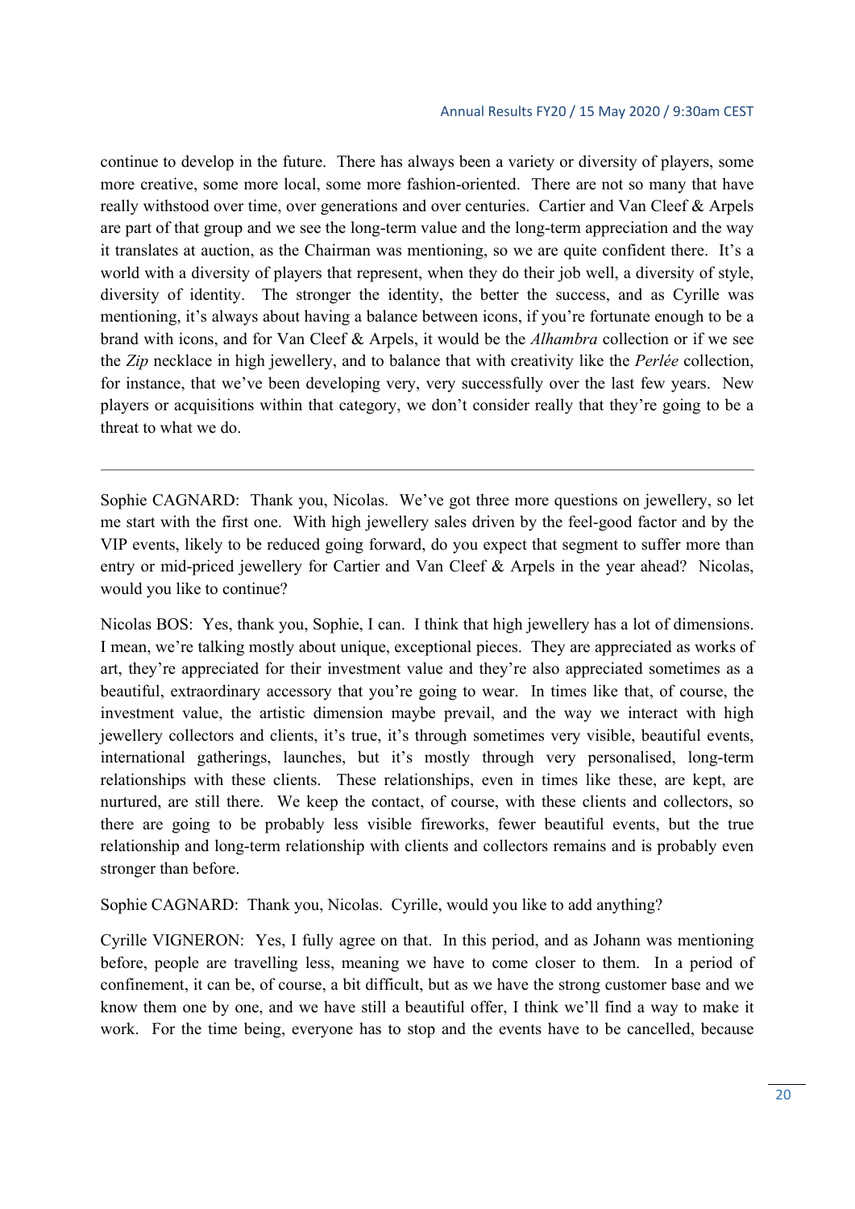continue to develop in the future. There has always been a variety or diversity of players, some more creative, some more local, some more fashion-oriented. There are not so many that have really withstood over time, over generations and over centuries. Cartier and Van Cleef & Arpels are part of that group and we see the long-term value and the long-term appreciation and the way it translates at auction, as the Chairman was mentioning, so we are quite confident there. It's a world with a diversity of players that represent, when they do their job well, a diversity of style, diversity of identity. The stronger the identity, the better the success, and as Cyrille was mentioning, it's always about having a balance between icons, if you're fortunate enough to be a brand with icons, and for Van Cleef & Arpels, it would be the *Alhambra* collection or if we see the *Zip* necklace in high jewellery, and to balance that with creativity like the *Perlée* collection, for instance, that we've been developing very, very successfully over the last few years. New players or acquisitions within that category, we don't consider really that they're going to be a threat to what we do.

---

Sophie CAGNARD: Thank you, Nicolas. We've got three more questions on jewellery, so let me start with the first one. With high jewellery sales driven by the feel-good factor and by the VIP events, likely to be reduced going forward, do you expect that segment to suffer more than entry or mid-priced jewellery for Cartier and Van Cleef & Arpels in the year ahead? Nicolas, would you like to continue?

Nicolas BOS: Yes, thank you, Sophie, I can. I think that high jewellery has a lot of dimensions. I mean, we're talking mostly about unique, exceptional pieces. They are appreciated as works of art, they're appreciated for their investment value and they're also appreciated sometimes as a beautiful, extraordinary accessory that you're going to wear. In times like that, of course, the investment value, the artistic dimension maybe prevail, and the way we interact with high jewellery collectors and clients, it's true, it's through sometimes very visible, beautiful events, international gatherings, launches, but it's mostly through very personalised, long-term relationships with these clients. These relationships, even in times like these, are kept, are nurtured, are still there. We keep the contact, of course, with these clients and collectors, so there are going to be probably less visible fireworks, fewer beautiful events, but the true relationship and long-term relationship with clients and collectors remains and is probably even stronger than before.

Sophie CAGNARD: Thank you, Nicolas. Cyrille, would you like to add anything?

Cyrille VIGNERON: Yes, I fully agree on that. In this period, and as Johann was mentioning before, people are travelling less, meaning we have to come closer to them. In a period of confinement, it can be, of course, a bit difficult, but as we have the strong customer base and we know them one by one, and we have still a beautiful offer, I think we'll find a way to make it work. For the time being, everyone has to stop and the events have to be cancelled, because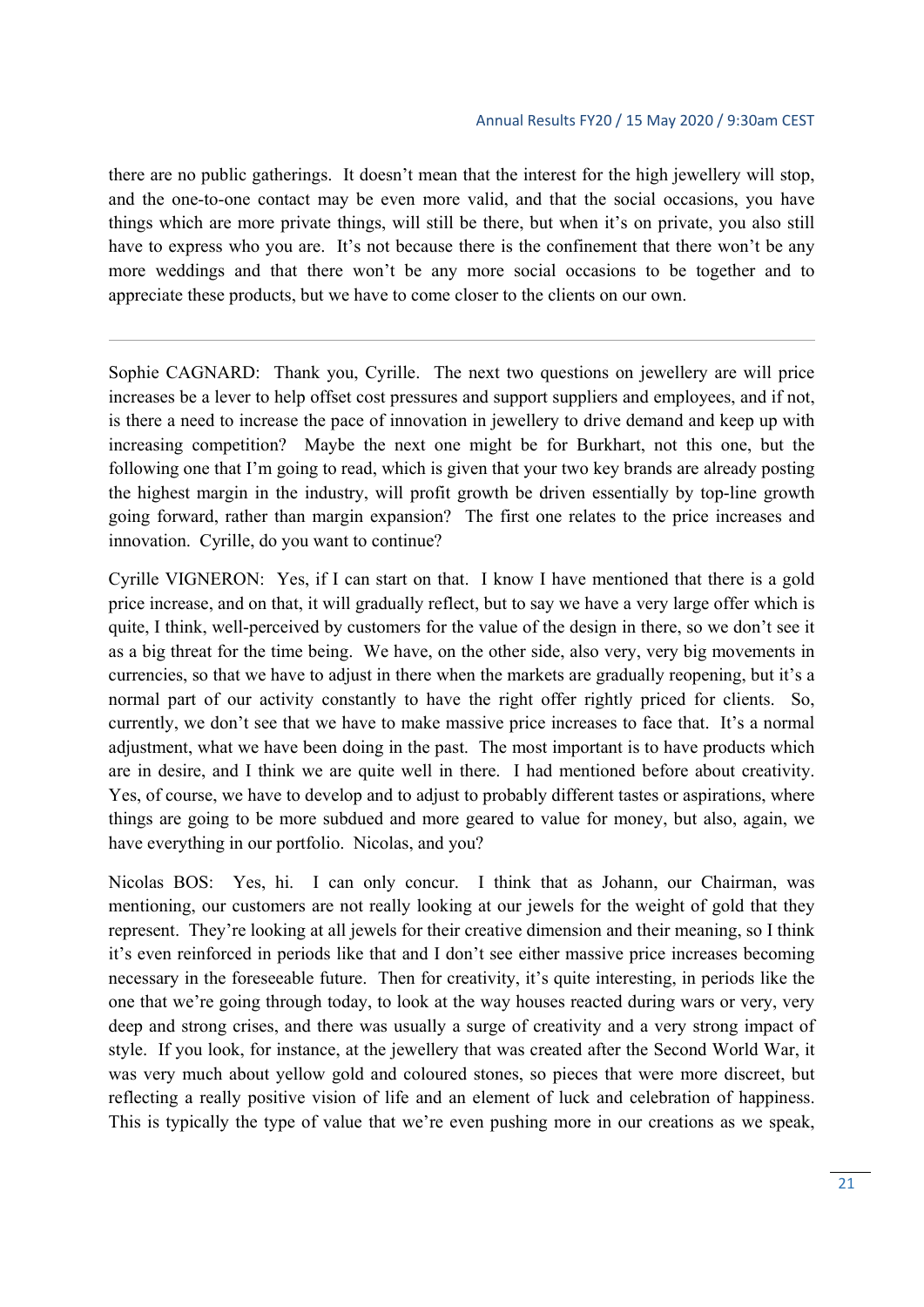there are no public gatherings. It doesn't mean that the interest for the high jewellery will stop, and the one-to-one contact may be even more valid, and that the social occasions, you have things which are more private things, will still be there, but when it's on private, you also still have to express who you are. It's not because there is the confinement that there won't be any more weddings and that there won't be any more social occasions to be together and to appreciate these products, but we have to come closer to the clients on our own.

---

Sophie CAGNARD: Thank you, Cyrille. The next two questions on jewellery are will price increases be a lever to help offset cost pressures and support suppliers and employees, and if not, is there a need to increase the pace of innovation in jewellery to drive demand and keep up with increasing competition? Maybe the next one might be for Burkhart, not this one, but the following one that I'm going to read, which is given that your two key brands are already posting the highest margin in the industry, will profit growth be driven essentially by top-line growth going forward, rather than margin expansion? The first one relates to the price increases and innovation. Cyrille, do you want to continue?

Cyrille VIGNERON: Yes, if I can start on that. I know I have mentioned that there is a gold price increase, and on that, it will gradually reflect, but to say we have a very large offer which is quite, I think, well-perceived by customers for the value of the design in there, so we don't see it as a big threat for the time being. We have, on the other side, also very, very big movements in currencies, so that we have to adjust in there when the markets are gradually reopening, but it's a normal part of our activity constantly to have the right offer rightly priced for clients. So, currently, we don't see that we have to make massive price increases to face that. It's a normal adjustment, what we have been doing in the past. The most important is to have products which are in desire, and I think we are quite well in there. I had mentioned before about creativity. Yes, of course, we have to develop and to adjust to probably different tastes or aspirations, where things are going to be more subdued and more geared to value for money, but also, again, we have everything in our portfolio. Nicolas, and you?

Nicolas BOS: Yes, hi. I can only concur. I think that as Johann, our Chairman, was mentioning, our customers are not really looking at our jewels for the weight of gold that they represent. They're looking at all jewels for their creative dimension and their meaning, so I think it's even reinforced in periods like that and I don't see either massive price increases becoming necessary in the foreseeable future. Then for creativity, it's quite interesting, in periods like the one that we're going through today, to look at the way houses reacted during wars or very, very deep and strong crises, and there was usually a surge of creativity and a very strong impact of style. If you look, for instance, at the jewellery that was created after the Second World War, it was very much about yellow gold and coloured stones, so pieces that were more discreet, but reflecting a really positive vision of life and an element of luck and celebration of happiness. This is typically the type of value that we're even pushing more in our creations as we speak,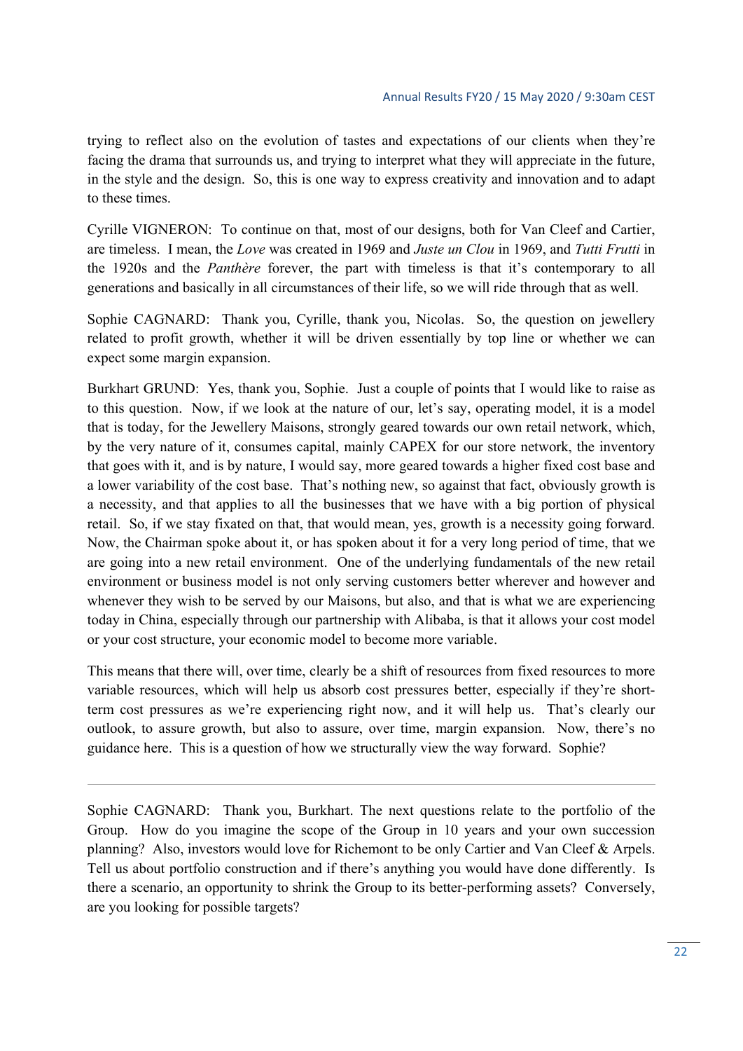trying to reflect also on the evolution of tastes and expectations of our clients when they're facing the drama that surrounds us, and trying to interpret what they will appreciate in the future, in the style and the design. So, this is one way to express creativity and innovation and to adapt to these times.

Cyrille VIGNERON: To continue on that, most of our designs, both for Van Cleef and Cartier, are timeless. I mean, the *Love* was created in 1969 and *Juste un Clou* in 1969, and *Tutti Frutti* in the 1920s and the *Panthère* forever, the part with timeless is that it's contemporary to all generations and basically in all circumstances of their life, so we will ride through that as well.

Sophie CAGNARD: Thank you, Cyrille, thank you, Nicolas. So, the question on jewellery related to profit growth, whether it will be driven essentially by top line or whether we can expect some margin expansion.

Burkhart GRUND: Yes, thank you, Sophie. Just a couple of points that I would like to raise as to this question. Now, if we look at the nature of our, let's say, operating model, it is a model that is today, for the Jewellery Maisons, strongly geared towards our own retail network, which, by the very nature of it, consumes capital, mainly CAPEX for our store network, the inventory that goes with it, and is by nature, I would say, more geared towards a higher fixed cost base and a lower variability of the cost base. That's nothing new, so against that fact, obviously growth is a necessity, and that applies to all the businesses that we have with a big portion of physical retail. So, if we stay fixated on that, that would mean, yes, growth is a necessity going forward. Now, the Chairman spoke about it, or has spoken about it for a very long period of time, that we are going into a new retail environment. One of the underlying fundamentals of the new retail environment or business model is not only serving customers better wherever and however and whenever they wish to be served by our Maisons, but also, and that is what we are experiencing today in China, especially through our partnership with Alibaba, is that it allows your cost model or your cost structure, your economic model to become more variable.

This means that there will, over time, clearly be a shift of resources from fixed resources to more variable resources, which will help us absorb cost pressures better, especially if they're short-term cost pressures as we're experiencing right now, and it will help us. That's clearly our outlook, to assure growth, but also to assure, over time, margin expansion. Now, there's no guidance here. This is a question of how we structurally view the way forward. Sophie?

---

Sophie CAGNARD: Thank you, Burkhart. The next questions relate to the portfolio of the Group. How do you imagine the scope of the Group in 10 years and your own succession planning? Also, investors would love for Richemont to be only Cartier and Van Cleef & Arpels. Tell us about portfolio construction and if there's anything you would have done differently. Is there a scenario, an opportunity to shrink the Group to its better-performing assets? Conversely, are you looking for possible targets?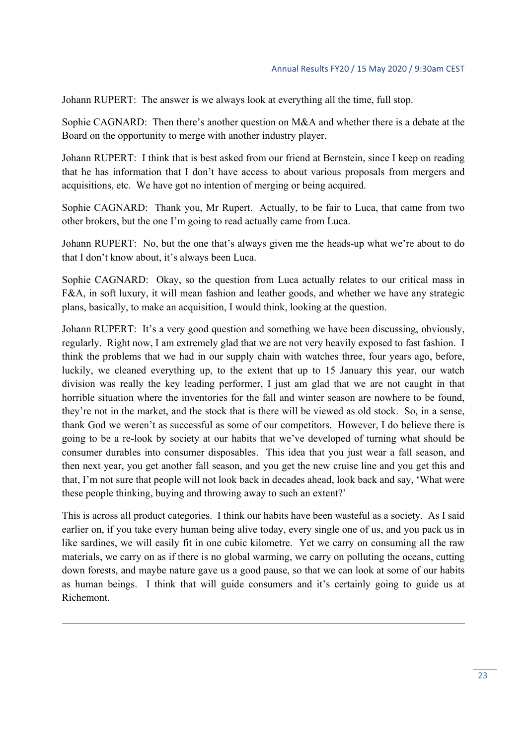Johann RUPERT: The answer is we always look at everything all the time, full stop.

Sophie CAGNARD: Then there's another question on M&A and whether there is a debate at the Board on the opportunity to merge with another industry player.

Johann RUPERT: I think that is best asked from our friend at Bernstein, since I keep on reading that he has information that I don't have access to about various proposals from mergers and acquisitions, etc. We have got no intention of merging or being acquired.

Sophie CAGNARD: Thank you, Mr Rupert. Actually, to be fair to Luca, that came from two other brokers, but the one I'm going to read actually came from Luca.

Johann RUPERT: No, but the one that's always given me the heads-up what we're about to do that I don't know about, it's always been Luca.

Sophie CAGNARD: Okay, so the question from Luca actually relates to our critical mass in F&A, in soft luxury, it will mean fashion and leather goods, and whether we have any strategic plans, basically, to make an acquisition, I would think, looking at the question.

Johann RUPERT: It's a very good question and something we have been discussing, obviously, regularly. Right now, I am extremely glad that we are not very heavily exposed to fast fashion. I think the problems that we had in our supply chain with watches three, four years ago, before, luckily, we cleaned everything up, to the extent that up to 15 January this year, our watch division was really the key leading performer, I just am glad that we are not caught in that horrible situation where the inventories for the fall and winter season are nowhere to be found, they're not in the market, and the stock that is there will be viewed as old stock. So, in a sense, thank God we weren't as successful as some of our competitors. However, I do believe there is going to be a re-look by society at our habits that we've developed of turning what should be consumer durables into consumer disposables. This idea that you just wear a fall season, and then next year, you get another fall season, and you get the new cruise line and you get this and that, I'm not sure that people will not look back in decades ahead, look back and say, 'What were these people thinking, buying and throwing away to such an extent?'

This is across all product categories. I think our habits have been wasteful as a society. As I said earlier on, if you take every human being alive today, every single one of us, and you pack us in like sardines, we will easily fit in one cubic kilometre. Yet we carry on consuming all the raw materials, we carry on as if there is no global warming, we carry on polluting the oceans, cutting down forests, and maybe nature gave us a good pause, so that we can look at some of our habits as human beings. I think that will guide consumers and it's certainly going to guide us at Richemont.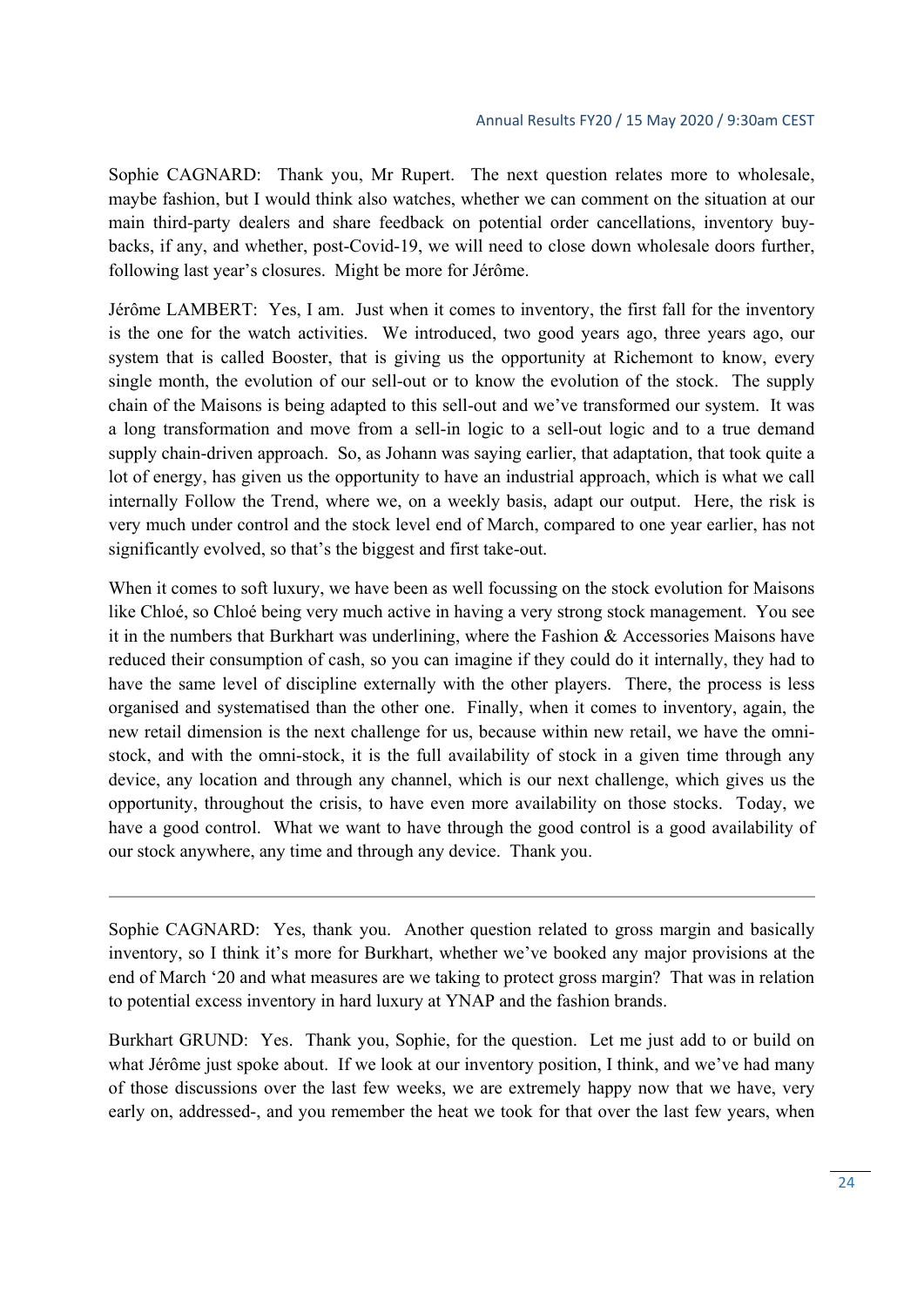Sophie CAGNARD: Thank you, Mr Rupert. The next question relates more to wholesale, maybe fashion, but I would think also watches, whether we can comment on the situation at our main third-party dealers and share feedback on potential order cancellations, inventory buy-backs, if any, and whether, post-Covid-19, we will need to close down wholesale doors further, following last year's closures. Might be more for Jérôme.

Jérôme LAMBERT: Yes, I am. Just when it comes to inventory, the first fall for the inventory is the one for the watch activities. We introduced, two good years ago, three years ago, our system that is called Booster, that is giving us the opportunity at Richemont to know, every single month, the evolution of our sell-out or to know the evolution of the stock. The supply chain of the Maisons is being adapted to this sell-out and we've transformed our system. It was a long transformation and move from a sell-in logic to a sell-out logic and to a true demand supply chain-driven approach. So, as Johann was saying earlier, that adaptation, that took quite a lot of energy, has given us the opportunity to have an industrial approach, which is what we call internally Follow the Trend, where we, on a weekly basis, adapt our output. Here, the risk is very much under control and the stock level end of March, compared to one year earlier, has not significantly evolved, so that's the biggest and first take-out.

When it comes to soft luxury, we have been as well focussing on the stock evolution for Maisons like Chloé, so Chloé being very much active in having a very strong stock management. You see it in the numbers that Burkhart was underlining, where the Fashion & Accessories Maisons have reduced their consumption of cash, so you can imagine if they could do it internally, they had to have the same level of discipline externally with the other players. There, the process is less organised and systematised than the other one. Finally, when it comes to inventory, again, the new retail dimension is the next challenge for us, because within new retail, we have the omni-stock, and with the omni-stock, it is the full availability of stock in a given time through any device, any location and through any channel, which is our next challenge, which gives us the opportunity, throughout the crisis, to have even more availability on those stocks. Today, we have a good control. What we want to have through the good control is a good availability of our stock anywhere, any time and through any device. Thank you.

---

Sophie CAGNARD: Yes, thank you. Another question related to gross margin and basically inventory, so I think it's more for Burkhart, whether we've booked any major provisions at the end of March '20 and what measures are we taking to protect gross margin? That was in relation to potential excess inventory in hard luxury at YNAP and the fashion brands.

Burkhart GRUND: Yes. Thank you, Sophie, for the question. Let me just add to or build on what Jérôme just spoke about. If we look at our inventory position, I think, and we've had many of those discussions over the last few weeks, we are extremely happy now that we have, very early on, addressed-, and you remember the heat we took for that over the last few years, when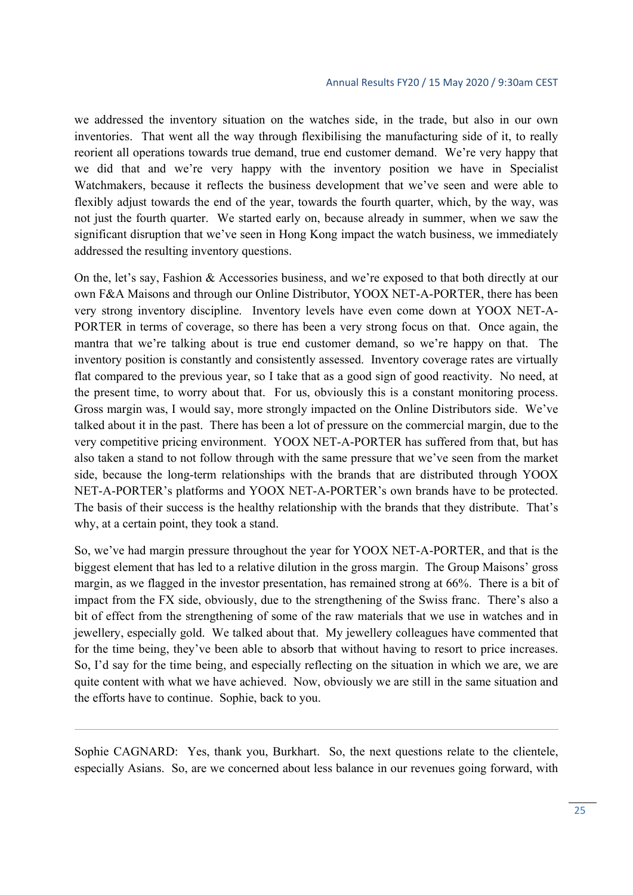we addressed the inventory situation on the watches side, in the trade, but also in our own inventories. That went all the way through flexibilising the manufacturing side of it, to really reorient all operations towards true demand, true end customer demand. We're very happy that we did that and we're very happy with the inventory position we have in Specialist Watchmakers, because it reflects the business development that we've seen and were able to flexibly adjust towards the end of the year, towards the fourth quarter, which, by the way, was not just the fourth quarter. We started early on, because already in summer, when we saw the significant disruption that we've seen in Hong Kong impact the watch business, we immediately addressed the resulting inventory questions.

On the, let's say, Fashion & Accessories business, and we're exposed to that both directly at our own F&A Maisons and through our Online Distributor, YOOX NET-A-PORTER, there has been very strong inventory discipline. Inventory levels have even come down at YOOX NET-A-PORTER in terms of coverage, so there has been a very strong focus on that. Once again, the mantra that we're talking about is true end customer demand, so we're happy on that. The inventory position is constantly and consistently assessed. Inventory coverage rates are virtually flat compared to the previous year, so I take that as a good sign of good reactivity. No need, at the present time, to worry about that. For us, obviously this is a constant monitoring process. Gross margin was, I would say, more strongly impacted on the Online Distributors side. We've talked about it in the past. There has been a lot of pressure on the commercial margin, due to the very competitive pricing environment. YOOX NET-A-PORTER has suffered from that, but has also taken a stand to not follow through with the same pressure that we've seen from the market side, because the long-term relationships with the brands that are distributed through YOOX NET-A-PORTER's platforms and YOOX NET-A-PORTER's own brands have to be protected. The basis of their success is the healthy relationship with the brands that they distribute. That's why, at a certain point, they took a stand.

So, we've had margin pressure throughout the year for YOOX NET-A-PORTER, and that is the biggest element that has led to a relative dilution in the gross margin. The Group Maisons' gross margin, as we flagged in the investor presentation, has remained strong at 66%. There is a bit of impact from the FX side, obviously, due to the strengthening of the Swiss franc. There's also a bit of effect from the strengthening of some of the raw materials that we use in watches and in jewellery, especially gold. We talked about that. My jewellery colleagues have commented that for the time being, they've been able to absorb that without having to resort to price increases. So, I'd say for the time being, and especially reflecting on the situation in which we are, we are quite content with what we have achieved. Now, obviously we are still in the same situation and the efforts have to continue. Sophie, back to you.

---

Sophie CAGNARD: Yes, thank you, Burkhart. So, the next questions relate to the clientele, especially Asians. So, are we concerned about less balance in our revenues going forward, with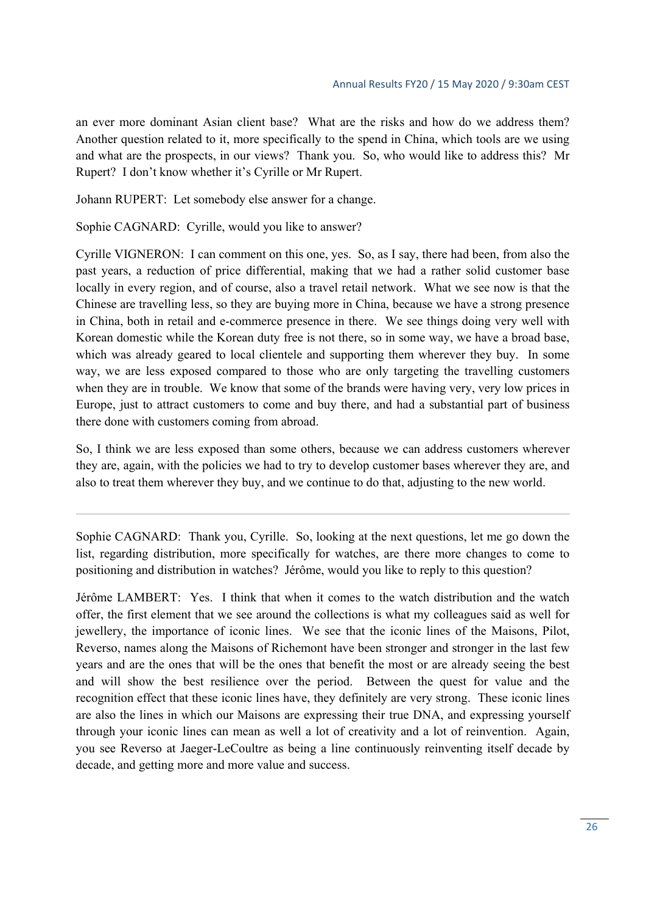an ever more dominant Asian client base? What are the risks and how do we address them? Another question related to it, more specifically to the spend in China, which tools are we using and what are the prospects, in our views? Thank you. So, who would like to address this? Mr Rupert? I don't know whether it's Cyrille or Mr Rupert.

Johann RUPERT: Let somebody else answer for a change.

Sophie CAGNARD: Cyrille, would you like to answer?

Cyrille VIGNERON: I can comment on this one, yes. So, as I say, there had been, from also the past years, a reduction of price differential, making that we had a rather solid customer base locally in every region, and of course, also a travel retail network. What we see now is that the Chinese are travelling less, so they are buying more in China, because we have a strong presence in China, both in retail and e-commerce presence in there. We see things doing very well with Korean domestic while the Korean duty free is not there, so in some way, we have a broad base, which was already geared to local clientele and supporting them wherever they buy. In some way, we are less exposed compared to those who are only targeting the travelling customers when they are in trouble. We know that some of the brands were having very, very low prices in Europe, just to attract customers to come and buy there, and had a substantial part of business there done with customers coming from abroad.

So, I think we are less exposed than some others, because we can address customers wherever they are, again, with the policies we had to try to develop customer bases wherever they are, and also to treat them wherever they buy, and we continue to do that, adjusting to the new world.

---

Sophie CAGNARD: Thank you, Cyrille. So, looking at the next questions, let me go down the list, regarding distribution, more specifically for watches, are there more changes to come to positioning and distribution in watches? Jérôme, would you like to reply to this question?

Jérôme LAMBERT: Yes. I think that when it comes to the watch distribution and the watch offer, the first element that we see around the collections is what my colleagues said as well for jewellery, the importance of iconic lines. We see that the iconic lines of the Maisons, Pilot, Reverso, names along the Maisons of Richemont have been stronger and stronger in the last few years and are the ones that will be the ones that benefit the most or are already seeing the best and will show the best resilience over the period. Between the quest for value and the recognition effect that these iconic lines have, they definitely are very strong. These iconic lines are also the lines in which our Maisons are expressing their true DNA, and expressing yourself through your iconic lines can mean as well a lot of creativity and a lot of reinvention. Again, you see Reverso at Jaeger-LeCoultre as being a line continuously reinventing itself decade by decade, and getting more and more value and success.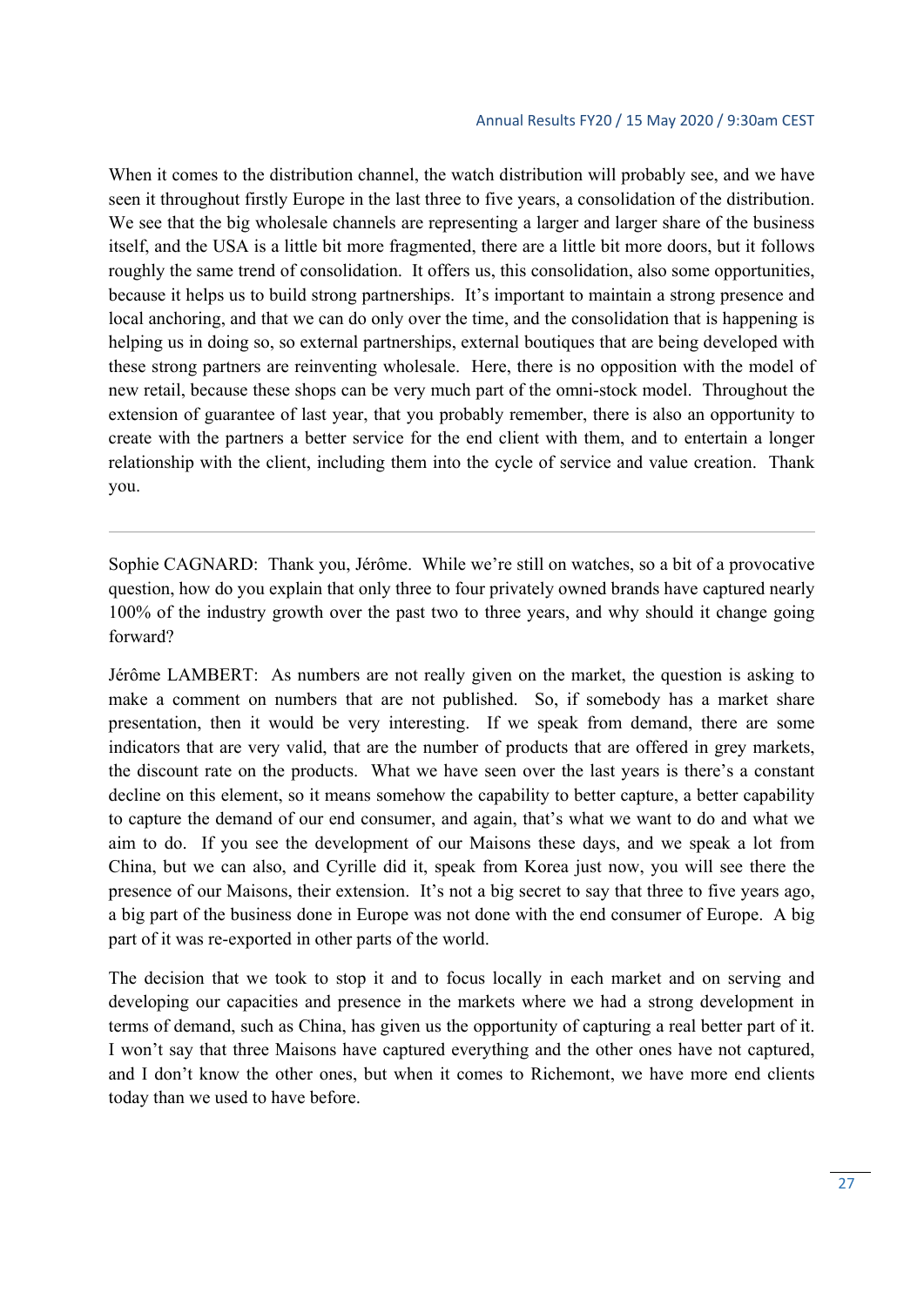When it comes to the distribution channel, the watch distribution will probably see, and we have seen it throughout firstly Europe in the last three to five years, a consolidation of the distribution. We see that the big wholesale channels are representing a larger and larger share of the business itself, and the USA is a little bit more fragmented, there are a little bit more doors, but it follows roughly the same trend of consolidation. It offers us, this consolidation, also some opportunities, because it helps us to build strong partnerships. It's important to maintain a strong presence and local anchoring, and that we can do only over the time, and the consolidation that is happening is helping us in doing so, so external partnerships, external boutiques that are being developed with these strong partners are reinventing wholesale. Here, there is no opposition with the model of new retail, because these shops can be very much part of the omni-stock model. Throughout the extension of guarantee of last year, that you probably remember, there is also an opportunity to create with the partners a better service for the end client with them, and to entertain a longer relationship with the client, including them into the cycle of service and value creation. Thank you.

---

Sophie CAGNARD: Thank you, Jérôme. While we're still on watches, so a bit of a provocative question, how do you explain that only three to four privately owned brands have captured nearly 100% of the industry growth over the past two to three years, and why should it change going forward?

Jérôme LAMBERT: As numbers are not really given on the market, the question is asking to make a comment on numbers that are not published. So, if somebody has a market share presentation, then it would be very interesting. If we speak from demand, there are some indicators that are very valid, that are the number of products that are offered in grey markets, the discount rate on the products. What we have seen over the last years is there's a constant decline on this element, so it means somehow the capability to better capture, a better capability to capture the demand of our end consumer, and again, that's what we want to do and what we aim to do. If you see the development of our Maisons these days, and we speak a lot from China, but we can also, and Cyrille did it, speak from Korea just now, you will see there the presence of our Maisons, their extension. It's not a big secret to say that three to five years ago, a big part of the business done in Europe was not done with the end consumer of Europe. A big part of it was re-exported in other parts of the world.

The decision that we took to stop it and to focus locally in each market and on serving and developing our capacities and presence in the markets where we had a strong development in terms of demand, such as China, has given us the opportunity of capturing a real better part of it. I won't say that three Maisons have captured everything and the other ones have not captured, and I don't know the other ones, but when it comes to Richemont, we have more end clients today than we used to have before.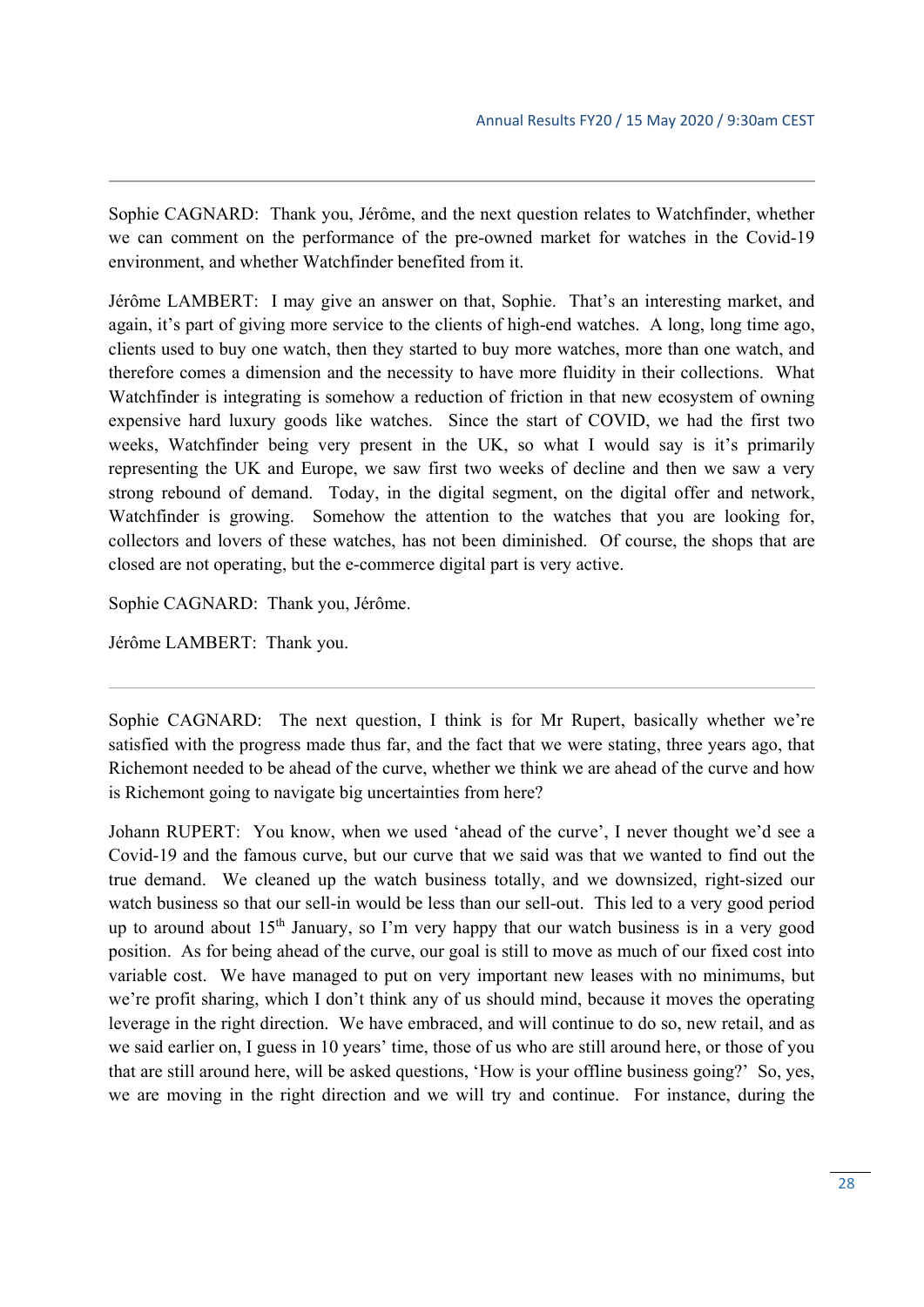Sophie CAGNARD: Thank you, Jérôme, and the next question relates to Watchfinder, whether we can comment on the performance of the pre-owned market for watches in the Covid-19 environment, and whether Watchfinder benefited from it.

Jérôme LAMBERT: I may give an answer on that, Sophie. That's an interesting market, and again, it's part of giving more service to the clients of high-end watches. A long, long time ago, clients used to buy one watch, then they started to buy more watches, more than one watch, and therefore comes a dimension and the necessity to have more fluidity in their collections. What Watchfinder is integrating is somehow a reduction of friction in that new ecosystem of owning expensive hard luxury goods like watches. Since the start of COVID, we had the first two weeks, Watchfinder being very present in the UK, so what I would say is it's primarily representing the UK and Europe, we saw first two weeks of decline and then we saw a very strong rebound of demand. Today, in the digital segment, on the digital offer and network, Watchfinder is growing. Somehow the attention to the watches that you are looking for, collectors and lovers of these watches, has not been diminished. Of course, the shops that are closed are not operating, but the e-commerce digital part is very active.

Sophie CAGNARD: Thank you, Jérôme.

Jérôme LAMBERT: Thank you.

---

Sophie CAGNARD: The next question, I think is for Mr Rupert, basically whether we're satisfied with the progress made thus far, and the fact that we were stating, three years ago, that Richemont needed to be ahead of the curve, whether we think we are ahead of the curve and how is Richemont going to navigate big uncertainties from here?

Johann RUPERT: You know, when we used 'ahead of the curve', I never thought we'd see a Covid-19 and the famous curve, but our curve that we said was that we wanted to find out the true demand. We cleaned up the watch business totally, and we downsized, right-sized our watch business so that our sell-in would be less than our sell-out. This led to a very good period up to around about 15th January, so I'm very happy that our watch business is in a very good position. As for being ahead of the curve, our goal is still to move as much of our fixed cost into variable cost. We have managed to put on very important new leases with no minimums, but we're profit sharing, which I don't think any of us should mind, because it moves the operating leverage in the right direction. We have embraced, and will continue to do so, new retail, and as we said earlier on, I guess in 10 years' time, those of us who are still around here, or those of you that are still around here, will be asked questions, 'How is your offline business going?' So, yes, we are moving in the right direction and we will try and continue. For instance, during the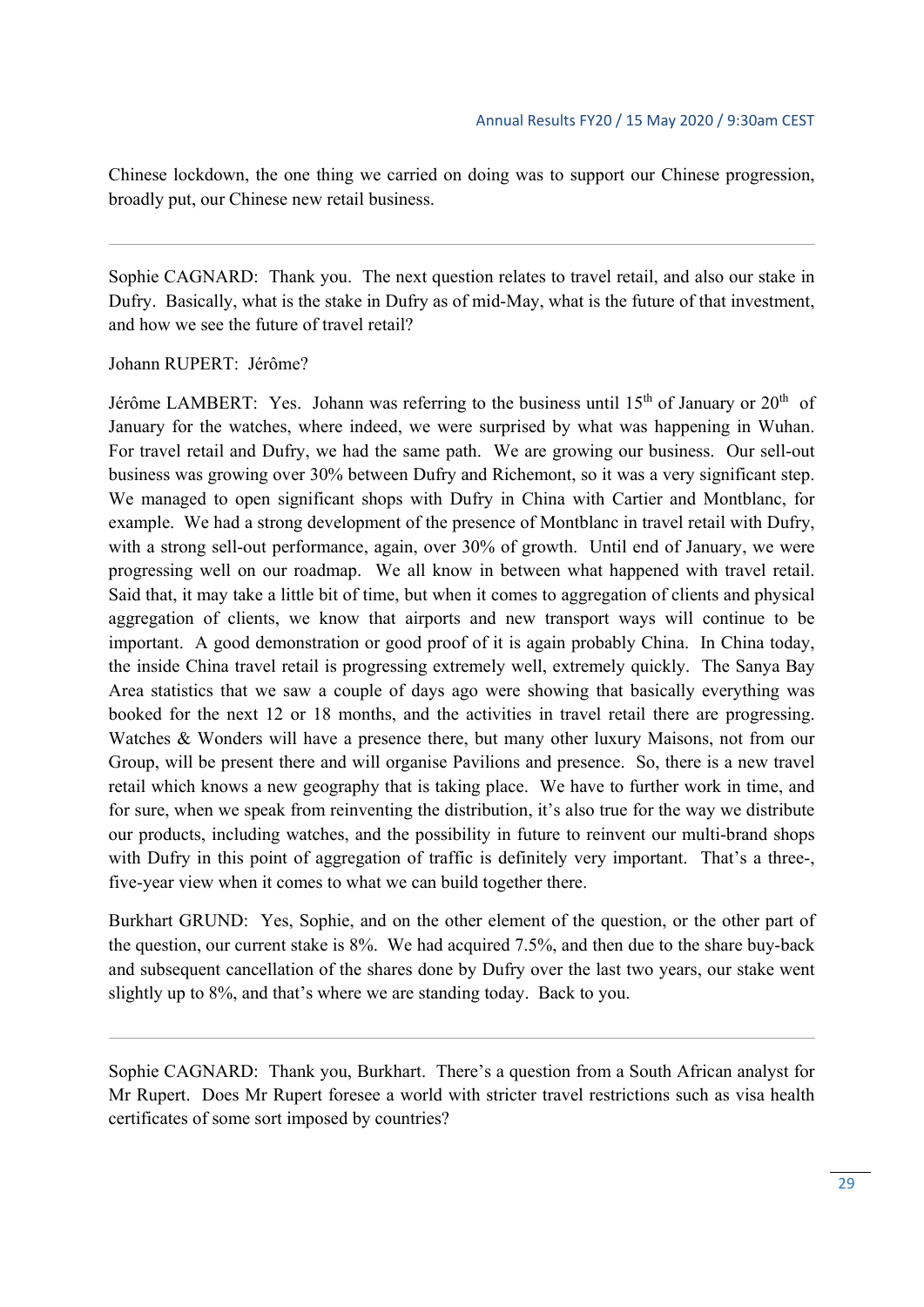Chinese lockdown, the one thing we carried on doing was to support our Chinese progression, broadly put, our Chinese new retail business.

---

Sophie CAGNARD: Thank you. The next question relates to travel retail, and also our stake in Dufry. Basically, what is the stake in Dufry as of mid-May, what is the future of that investment, and how we see the future of travel retail?

Johann RUPERT: Jérôme?

Jérôme LAMBERT: Yes. Johann was referring to the business until 15th of January or 20th of January for the watches, where indeed, we were surprised by what was happening in Wuhan. For travel retail and Dufry, we had the same path. We are growing our business. Our sell-out business was growing over 30% between Dufry and Richemont, so it was a very significant step. We managed to open significant shops with Dufry in China with Cartier and Montblanc, for example. We had a strong development of the presence of Montblanc in travel retail with Dufry, with a strong sell-out performance, again, over 30% of growth. Until end of January, we were progressing well on our roadmap. We all know in between what happened with travel retail. Said that, it may take a little bit of time, but when it comes to aggregation of clients and physical aggregation of clients, we know that airports and new transport ways will continue to be important. A good demonstration or good proof of it is again probably China. In China today, the inside China travel retail is progressing extremely well, extremely quickly. The Sanya Bay Area statistics that we saw a couple of days ago were showing that basically everything was booked for the next 12 or 18 months, and the activities in travel retail there are progressing. Watches & Wonders will have a presence there, but many other luxury Maisons, not from our Group, will be present there and will organise Pavilions and presence. So, there is a new travel retail which knows a new geography that is taking place. We have to further work in time, and for sure, when we speak from reinventing the distribution, it's also true for the way we distribute our products, including watches, and the possibility in future to reinvent our multi-brand shops with Dufry in this point of aggregation of traffic is definitely very important. That's a three-, five-year view when it comes to what we can build together there.

Burkhart GRUND: Yes, Sophie, and on the other element of the question, or the other part of the question, our current stake is 8%. We had acquired 7.5%, and then due to the share buy-back and subsequent cancellation of the shares done by Dufry over the last two years, our stake went slightly up to 8%, and that's where we are standing today. Back to you.

---

Sophie CAGNARD: Thank you, Burkhart. There's a question from a South African analyst for Mr Rupert. Does Mr Rupert foresee a world with stricter travel restrictions such as visa health certificates of some sort imposed by countries?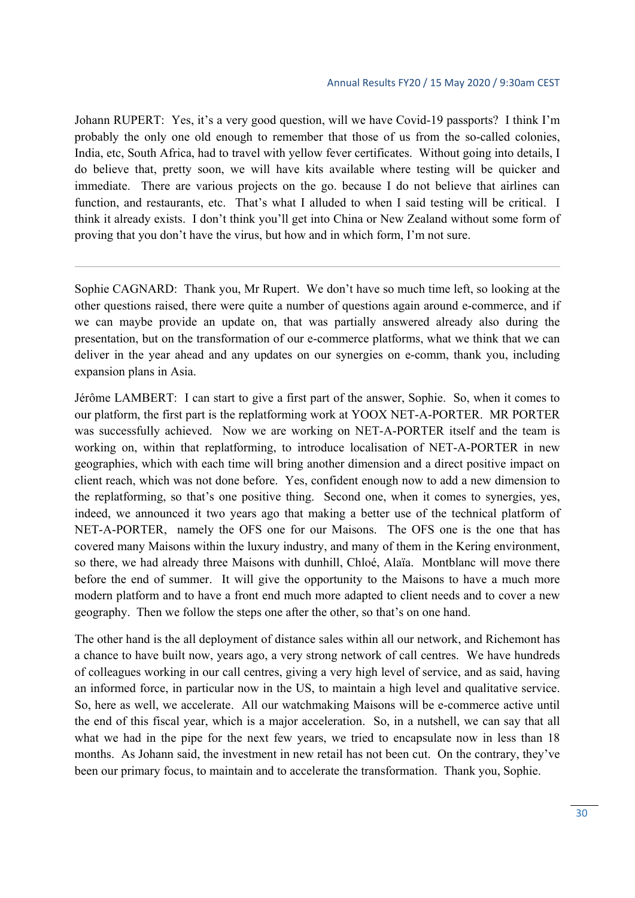Johann RUPERT: Yes, it's a very good question, will we have Covid-19 passports? I think I'm probably the only one old enough to remember that those of us from the so-called colonies, India, etc, South Africa, had to travel with yellow fever certificates. Without going into details, I do believe that, pretty soon, we will have kits available where testing will be quicker and immediate. There are various projects on the go. because I do not believe that airlines can function, and restaurants, etc. That's what I alluded to when I said testing will be critical. I think it already exists. I don't think you'll get into China or New Zealand without some form of proving that you don't have the virus, but how and in which form, I'm not sure.

---

Sophie CAGNARD: Thank you, Mr Rupert. We don't have so much time left, so looking at the other questions raised, there were quite a number of questions again around e-commerce, and if we can maybe provide an update on, that was partially answered already also during the presentation, but on the transformation of our e-commerce platforms, what we think that we can deliver in the year ahead and any updates on our synergies on e-comm, thank you, including expansion plans in Asia.

Jérôme LAMBERT: I can start to give a first part of the answer, Sophie. So, when it comes to our platform, the first part is the replatforming work at YOOX NET-A-PORTER. MR PORTER was successfully achieved. Now we are working on NET-A-PORTER itself and the team is working on, within that replatforming, to introduce localisation of NET-A-PORTER in new geographies, which with each time will bring another dimension and a direct positive impact on client reach, which was not done before. Yes, confident enough now to add a new dimension to the replatforming, so that's one positive thing. Second one, when it comes to synergies, yes, indeed, we announced it two years ago that making a better use of the technical platform of NET-A-PORTER, namely the OFS one for our Maisons. The OFS one is the one that has covered many Maisons within the luxury industry, and many of them in the Kering environment, so there, we had already three Maisons with dunhill, Chloé, Alaïa. Montblanc will move there before the end of summer. It will give the opportunity to the Maisons to have a much more modern platform and to have a front end much more adapted to client needs and to cover a new geography. Then we follow the steps one after the other, so that's on one hand.

The other hand is the all deployment of distance sales within all our network, and Richemont has a chance to have built now, years ago, a very strong network of call centres. We have hundreds of colleagues working in our call centres, giving a very high level of service, and as said, having an informed force, in particular now in the US, to maintain a high level and qualitative service. So, here as well, we accelerate. All our watchmaking Maisons will be e-commerce active until the end of this fiscal year, which is a major acceleration. So, in a nutshell, we can say that all what we had in the pipe for the next few years, we tried to encapsulate now in less than 18 months. As Johann said, the investment in new retail has not been cut. On the contrary, they've been our primary focus, to maintain and to accelerate the transformation. Thank you, Sophie.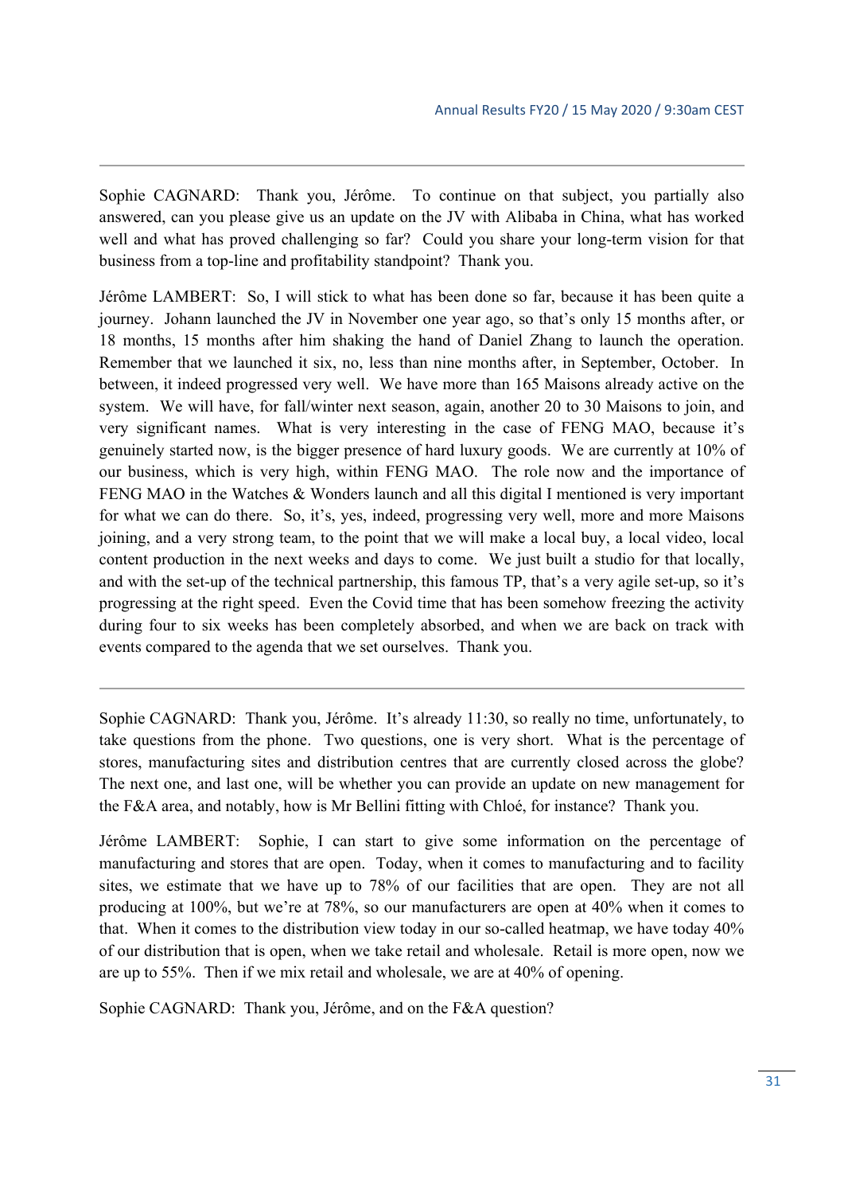Sophie CAGNARD: Thank you, Jérôme. To continue on that subject, you partially also answered, can you please give us an update on the JV with Alibaba in China, what has worked well and what has proved challenging so far? Could you share your long-term vision for that business from a top-line and profitability standpoint? Thank you.

Jérôme LAMBERT: So, I will stick to what has been done so far, because it has been quite a journey. Johann launched the JV in November one year ago, so that's only 15 months after, or 18 months, 15 months after him shaking the hand of Daniel Zhang to launch the operation. Remember that we launched it six, no, less than nine months after, in September, October. In between, it indeed progressed very well. We have more than 165 Maisons already active on the system. We will have, for fall/winter next season, again, another 20 to 30 Maisons to join, and very significant names. What is very interesting in the case of FENG MAO, because it's genuinely started now, is the bigger presence of hard luxury goods. We are currently at 10% of our business, which is very high, within FENG MAO. The role now and the importance of FENG MAO in the Watches & Wonders launch and all this digital I mentioned is very important for what we can do there. So, it's, yes, indeed, progressing very well, more and more Maisons joining, and a very strong team, to the point that we will make a local buy, a local video, local content production in the next weeks and days to come. We just built a studio for that locally, and with the set-up of the technical partnership, this famous TP, that's a very agile set-up, so it's progressing at the right speed. Even the Covid time that has been somehow freezing the activity during four to six weeks has been completely absorbed, and when we are back on track with events compared to the agenda that we set ourselves. Thank you.

---

Sophie CAGNARD: Thank you, Jérôme. It's already 11:30, so really no time, unfortunately, to take questions from the phone. Two questions, one is very short. What is the percentage of stores, manufacturing sites and distribution centres that are currently closed across the globe? The next one, and last one, will be whether you can provide an update on new management for the F&A area, and notably, how is Mr Bellini fitting with Chloé, for instance? Thank you.

Jérôme LAMBERT: Sophie, I can start to give some information on the percentage of manufacturing and stores that are open. Today, when it comes to manufacturing and to facility sites, we estimate that we have up to 78% of our facilities that are open. They are not all producing at 100%, but we're at 78%, so our manufacturers are open at 40% when it comes to that. When it comes to the distribution view today in our so-called heatmap, we have today 40% of our distribution that is open, when we take retail and wholesale. Retail is more open, now we are up to 55%. Then if we mix retail and wholesale, we are at 40% of opening.

Sophie CAGNARD: Thank you, Jérôme, and on the F&A question?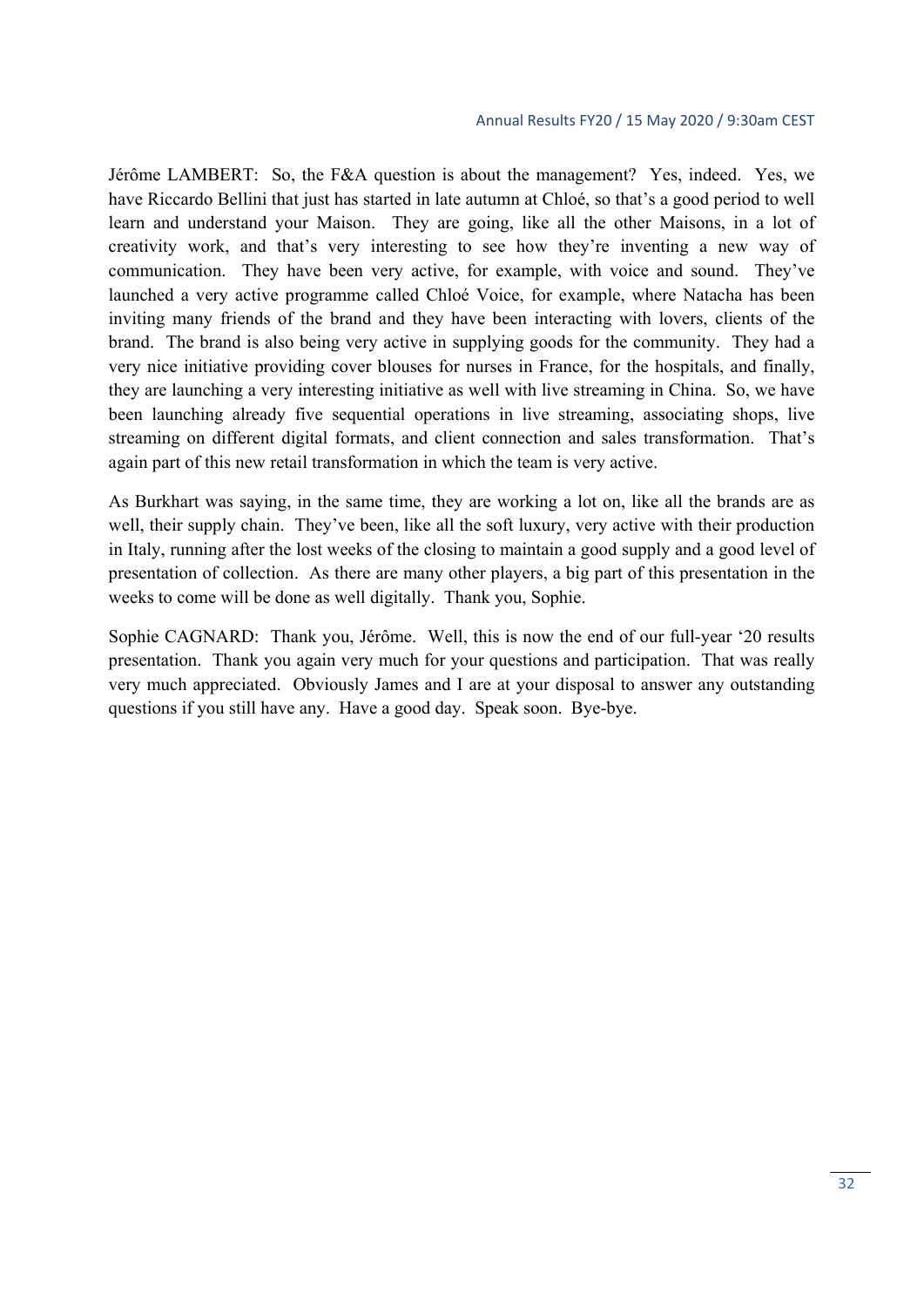Jérôme LAMBERT: So, the F&A question is about the management? Yes, indeed. Yes, we have Riccardo Bellini that just has started in late autumn at Chloé, so that's a good period to well learn and understand your Maison. They are going, like all the other Maisons, in a lot of creativity work, and that's very interesting to see how they're inventing a new way of communication. They have been very active, for example, with voice and sound. They've launched a very active programme called Chloé Voice, for example, where Natacha has been inviting many friends of the brand and they have been interacting with lovers, clients of the brand. The brand is also being very active in supplying goods for the community. They had a very nice initiative providing cover blouses for nurses in France, for the hospitals, and finally, they are launching a very interesting initiative as well with live streaming in China. So, we have been launching already five sequential operations in live streaming, associating shops, live streaming on different digital formats, and client connection and sales transformation. That's again part of this new retail transformation in which the team is very active.

As Burkhart was saying, in the same time, they are working a lot on, like all the brands are as well, their supply chain. They've been, like all the soft luxury, very active with their production in Italy, running after the lost weeks of the closing to maintain a good supply and a good level of presentation of collection. As there are many other players, a big part of this presentation in the weeks to come will be done as well digitally. Thank you, Sophie.

Sophie CAGNARD: Thank you, Jérôme. Well, this is now the end of our full-year '20 results presentation. Thank you again very much for your questions and participation. That was really very much appreciated. Obviously James and I are at your disposal to answer any outstanding questions if you still have any. Have a good day. Speak soon. Bye-bye.